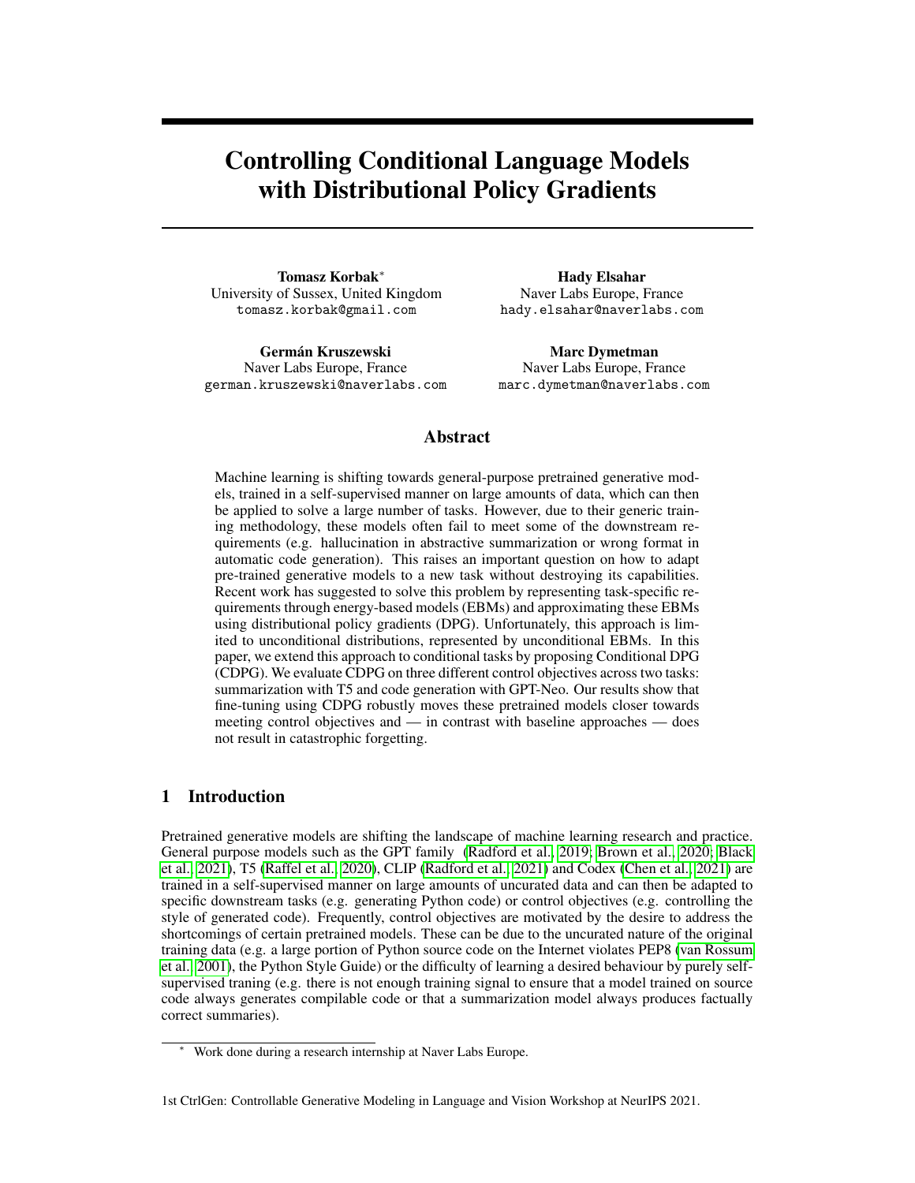# Controlling Conditional Language Models with Distributional Policy Gradients

**Tomasz Korbak**[*]
University of Sussex, United Kingdom
tomasz.korbak@gmail.com

**Hady Elsahar**
Naver Labs Europe, France
hady.elsahar@naverlabs.com

**Germán Kruszewski**
Naver Labs Europe, France
german.kruszewski@naverlabs.com

**Marc Dymetman**
Naver Labs Europe, France
marc.dymetman@naverlabs.com

## Abstract

Machine learning is shifting towards general-purpose pretrained generative models, trained in a self-supervised manner on large amounts of data, which can then be applied to solve a large number of tasks. However, due to their generic training methodology, these models often fail to meet some of the downstream requirements (e.g. hallucination in abstractive summarization or wrong format in automatic code generation). This raises an important question on how to adapt pre-trained generative models to a new task without destroying its capabilities. Recent work has suggested to solve this problem by representing task-specific requirements through energy-based models (EBMs) and approximating these EBMs using distributional policy gradients (DPG). Unfortunately, this approach is limited to unconditional distributions, represented by unconditional EBMs. In this paper, we extend this approach to conditional tasks by proposing Conditional DPG (CDPG). We evaluate CDPG on three different control objectives across two tasks: summarization with T5 and code generation with GPT-Neo. Our results show that fine-tuning using CDPG robustly moves these pretrained models closer towards meeting control objectives and — in contrast with baseline approaches — does not result in catastrophic forgetting.

## 1 Introduction

Pretrained generative models are shifting the landscape of machine learning research and practice. General purpose models such as the GPT family (Radford et al., 2019; Brown et al., 2020; Black et al., 2021), T5 (Raffel et al., 2020), CLIP (Radford et al., 2021) and Codex (Chen et al., 2021) are trained in a self-supervised manner on large amounts of uncurated data and can then be adapted to specific downstream tasks (e.g. generating Python code) or control objectives (e.g. controlling the style of generated code). Frequently, control objectives are motivated by the desire to address the shortcomings of certain pretrained models. These can be due to the uncurated nature of the original training data (e.g. a large portion of Python source code on the Internet violates PEP8 (van Rossum et al., 2001), the Python Style Guide) or the difficulty of learning a desired behaviour by purely self-supervised traning (e.g. there is not enough training signal to ensure that a model trained on source code always generates compilable code or that a summarization model always produces factually correct summaries).

[*] Work done during a research internship at Naver Labs Europe.

1st CtrlGen: Controllable Generative Modeling in Language and Vision Workshop at NeurIPS 2021.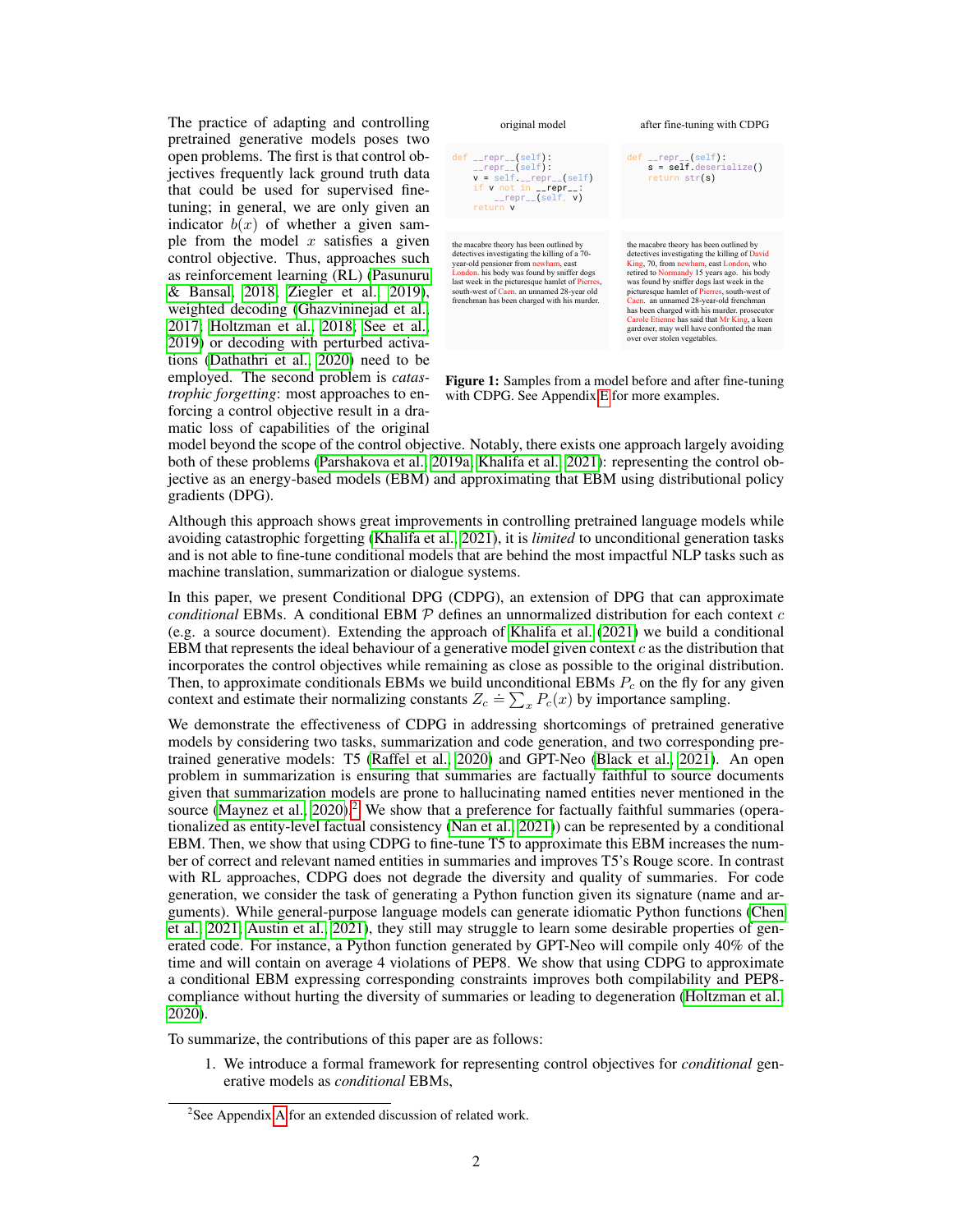The practice of adapting and controlling pretrained generative models poses two open problems. The first is that control objectives frequently lack ground truth data that could be used for supervised fine-tuning; in general, we are only given an indicator $b(x)$ of whether a given sample from the model $x$ satisfies a given control objective. Thus, approaches such as reinforcement learning (RL) (Pasunuru & Bansal, 2018; Ziegler et al., 2019), weighted decoding (Ghazvininejad et al., 2017; Holtzman et al., 2018; See et al., 2019) or decoding with perturbed activations (Dathathri et al., 2020) need to be employed. The second problem is *catastrophic forgetting*: most approaches to enforcing a control objective result in a dramatic loss of capabilities of the original model beyond the scope of the control objective. Notably, there exists one approach largely avoiding both of these problems (Parshakova et al., 2019a; Khalifa et al., 2021): representing the control objective as an energy-based models (EBM) and approximating that EBM using distributional policy gradients (DPG).

| original model | after fine-tuning with CDPG |
|---|---|
| `def __repr__(self):`<br>`    __repr__(self):`<br>`    v = self.__repr__(self)`<br>`    if v not in __repr__:`<br>`        __repr__(self, v)`<br>`    return v` | `def __repr__(self):`<br>`    s = self.deserialize()`<br>`    return str(s)` |
| the macabre theory has been outlined by detectives investigating the killing of a 70-year-old pensioner from newham, east London. his body was found by sniffer dogs last week in the picturesque hamlet of Pierres, south-west of Caen. an unnamed 28-year old frenchman has been charged with his murder. | the macabre theory has been outlined by detectives investigating the killing of David King, 70, from newham, east London, who retired to Normandy 15 years ago. his body was found by sniffer dogs last week in the picturesque hamlet of Pierres, south-west of Caen. an unnamed 28-year-old frenchman has been charged with his murder. prosecutor Carole Etienne has said that Mr King, a keen gardener, may well have confronted the man over over stolen vegetables. |

**Figure 1:** Samples from a model before and after fine-tuning with CDPG. See Appendix E for more examples.

Although this approach shows great improvements in controlling pretrained language models while avoiding catastrophic forgetting (Khalifa et al., 2021), it is *limited* to unconditional generation tasks and is not able to fine-tune conditional models that are behind the most impactful NLP tasks such as machine translation, summarization or dialogue systems.

In this paper, we present Conditional DPG (CDPG), an extension of DPG that can approximate *conditional* EBMs. A conditional EBM $\mathcal{P}$ defines an unnormalized distribution for each context $c$ (e.g. a source document). Extending the approach of Khalifa et al. (2021) we build a conditional EBM that represents the ideal behaviour of a generative model given context $c$ as the distribution that incorporates the control objectives while remaining as close as possible to the original distribution. Then, to approximate conditionals EBMs we build unconditional EBMs $P_c$ on the fly for any given context and estimate their normalizing constants $Z_c \doteq \sum_x P_c(x)$ by importance sampling.

We demonstrate the effectiveness of CDPG in addressing shortcomings of pretrained generative models by considering two tasks, summarization and code generation, and two corresponding pretrained generative models: T5 (Raffel et al., 2020) and GPT-Neo (Black et al., 2021). An open problem in summarization is ensuring that summaries are factually faithful to source documents given that summarization models are prone to hallucinating named entities never mentioned in the source (Maynez et al., 2020).[2] We show that a preference for factually faithful summaries (operationalized as entity-level factual consistency (Nan et al., 2021)) can be represented by a conditional EBM. Then, we show that using CDPG to fine-tune T5 to approximate this EBM increases the number of correct and relevant named entities in summaries and improves T5's Rouge score. In contrast with RL approaches, CDPG does not degrade the diversity and quality of summaries. For code generation, we consider the task of generating a Python function given its signature (name and arguments). While general-purpose language models can generate idiomatic Python functions (Chen et al., 2021; Austin et al., 2021), they still may struggle to learn some desirable properties of generated code. For instance, a Python function generated by GPT-Neo will compile only 40% of the time and will contain on average 4 violations of PEP8. We show that using CDPG to approximate a conditional EBM expressing corresponding constraints improves both compilability and PEP8-compliance without hurting the diversity of summaries or leading to degeneration (Holtzman et al., 2020).

To summarize, the contributions of this paper are as follows:

1. We introduce a formal framework for representing control objectives for *conditional* generative models as *conditional* EBMs,

[2] See Appendix A for an extended discussion of related work.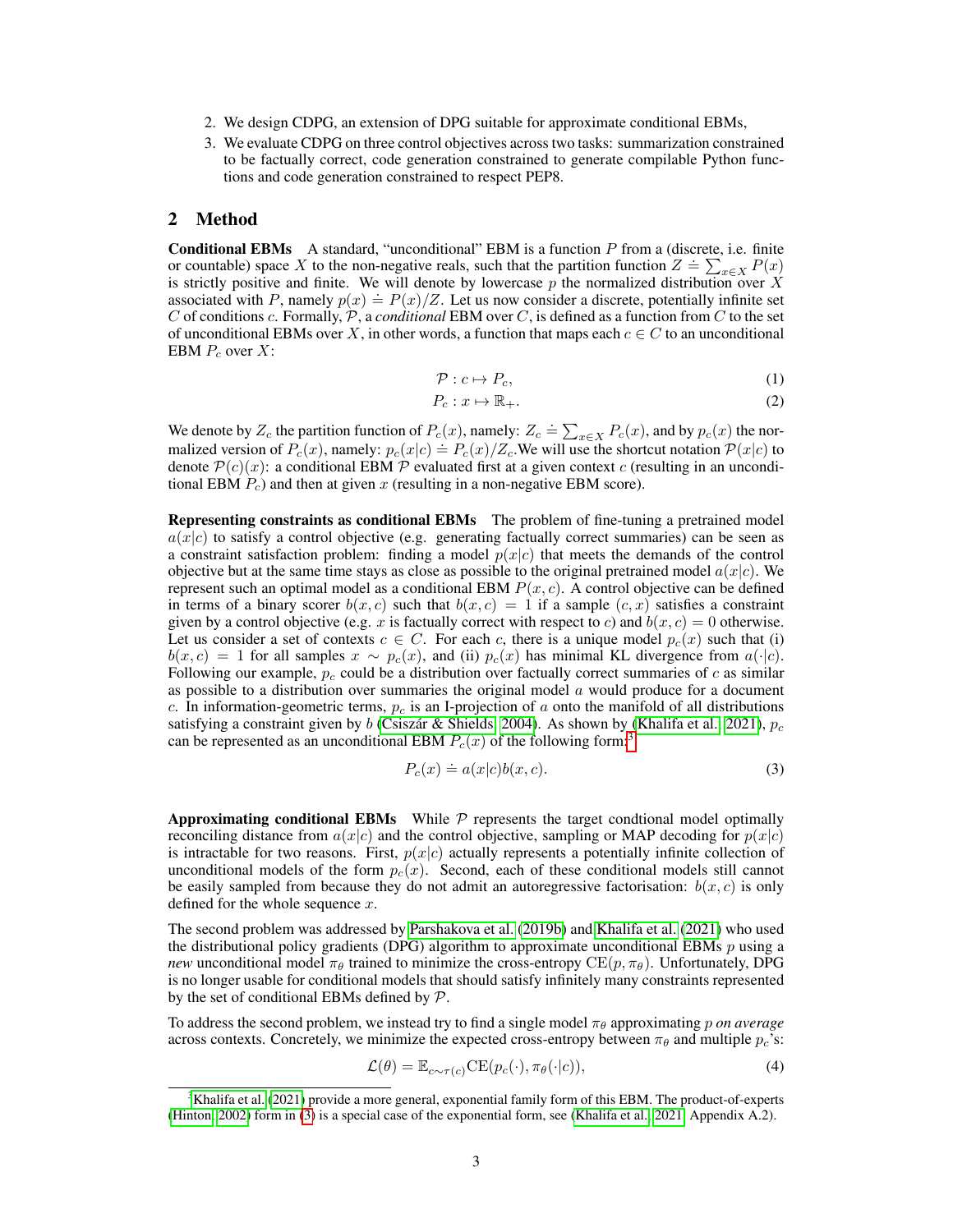2. We design CDPG, an extension of DPG suitable for approximate conditional EBMs,
3. We evaluate CDPG on three control objectives across two tasks: summarization constrained to be factually correct, code generation constrained to generate compilable Python functions and code generation constrained to respect PEP8.

## 2 Method

**Conditional EBMs** A standard, "unconditional" EBM is a function $P$ from a (discrete, i.e. finite or countable) space $X$ to the non-negative reals, such that the partition function $Z \doteq \sum_{x \in X} P(x)$ is strictly positive and finite. We will denote by lowercase $p$ the normalized distribution over $X$ associated with $P$, namely $p(x) \doteq P(x)/Z$. Let us now consider a discrete, potentially infinite set $C$ of conditions $c$. Formally, $\mathcal{P}$, a *conditional* EBM over $C$, is defined as a function from $C$ to the set of unconditional EBMs over $X$, in other words, a function that maps each $c \in C$ to an unconditional EBM $P_c$ over $X$:

$$\mathcal{P} : c \mapsto P_c, \tag{1}$$

$$P_c : x \mapsto \mathbb{R}_+. \tag{2}$$

We denote by $Z_c$ the partition function of $P_c(x)$, namely: $Z_c \doteq \sum_{x \in X} P_c(x)$, and by $p_c(x)$ the normalized version of $P_c(x)$, namely: $p_c(x|c) \doteq P_c(x)/Z_c$.We will use the shortcut notation $\mathcal{P}(x|c)$ to denote $\mathcal{P}(c)(x)$: a conditional EBM $\mathcal{P}$ evaluated first at a given context $c$ (resulting in an unconditional EBM $P_c$) and then at given $x$ (resulting in a non-negative EBM score).

**Representing constraints as conditional EBMs** The problem of fine-tuning a pretrained model $a(x|c)$ to satisfy a control objective (e.g. generating factually correct summaries) can be seen as a constraint satisfaction problem: finding a model $p(x|c)$ that meets the demands of the control objective but at the same time stays as close as possible to the original pretrained model $a(x|c)$. We represent such an optimal model as a conditional EBM $P(x, c)$. A control objective can be defined in terms of a binary scorer $b(x, c)$ such that $b(x, c) = 1$ if a sample $(c, x)$ satisfies a constraint given by a control objective (e.g. $x$ is factually correct with respect to $c$) and $b(x, c) = 0$ otherwise. Let us consider a set of contexts $c \in C$. For each $c$, there is a unique model $p_c(x)$ such that (i) $b(x, c) = 1$ for all samples $x \sim p_c(x)$, and (ii) $p_c(x)$ has minimal KL divergence from $a(\cdot|c)$. Following our example, $p_c$ could be a distribution over factually correct summaries of $c$ as similar as possible to a distribution over summaries the original model $a$ would produce for a document $c$. In information-geometric terms, $p_c$ is an I-projection of $a$ onto the manifold of all distributions satisfying a constraint given by $b$ (Csiszár & Shields, 2004). As shown by (Khalifa et al., 2021), $p_c$ can be represented as an unconditional EBM $P_c(x)$ of the following form:[3]

$$P_c(x) \doteq a(x|c)b(x, c). \tag{3}$$

**Approximating conditional EBMs** While $\mathcal{P}$ represents the target condtional model optimally reconciling distance from $a(x|c)$ and the control objective, sampling or MAP decoding for $p(x|c)$ is intractable for two reasons. First, $p(x|c)$ actually represents a potentially infinite collection of unconditional models of the form $p_c(x)$. Second, each of these conditional models still cannot be easily sampled from because they do not admit an autoregressive factorisation: $b(x, c)$ is only defined for the whole sequence $x$.

The second problem was addressed by Parshakova et al. (2019b) and Khalifa et al. (2021) who used the distributional policy gradients (DPG) algorithm to approximate unconditional EBMs $p$ using a *new* unconditional model $\pi_\theta$ trained to minimize the cross-entropy $\text{CE}(p, \pi_\theta)$. Unfortunately, DPG is no longer usable for conditional models that should satisfy infinitely many constraints represented by the set of conditional EBMs defined by $\mathcal{P}$.

To address the second problem, we instead try to find a single model $\pi_\theta$ approximating $p$ *on average* across contexts. Concretely, we minimize the expected cross-entropy between $\pi_\theta$ and multiple $p_c$'s:

$$\mathcal{L}(\theta) = \mathbb{E}_{c \sim \tau(c)} \text{CE}(p_c(\cdot), \pi_\theta(\cdot|c)), \tag{4}$$

[3] Khalifa et al. (2021) provide a more general, exponential family form of this EBM. The product-of-experts (Hinton, 2002) form in (3) is a special case of the exponential form, see (Khalifa et al., 2021, Appendix A.2).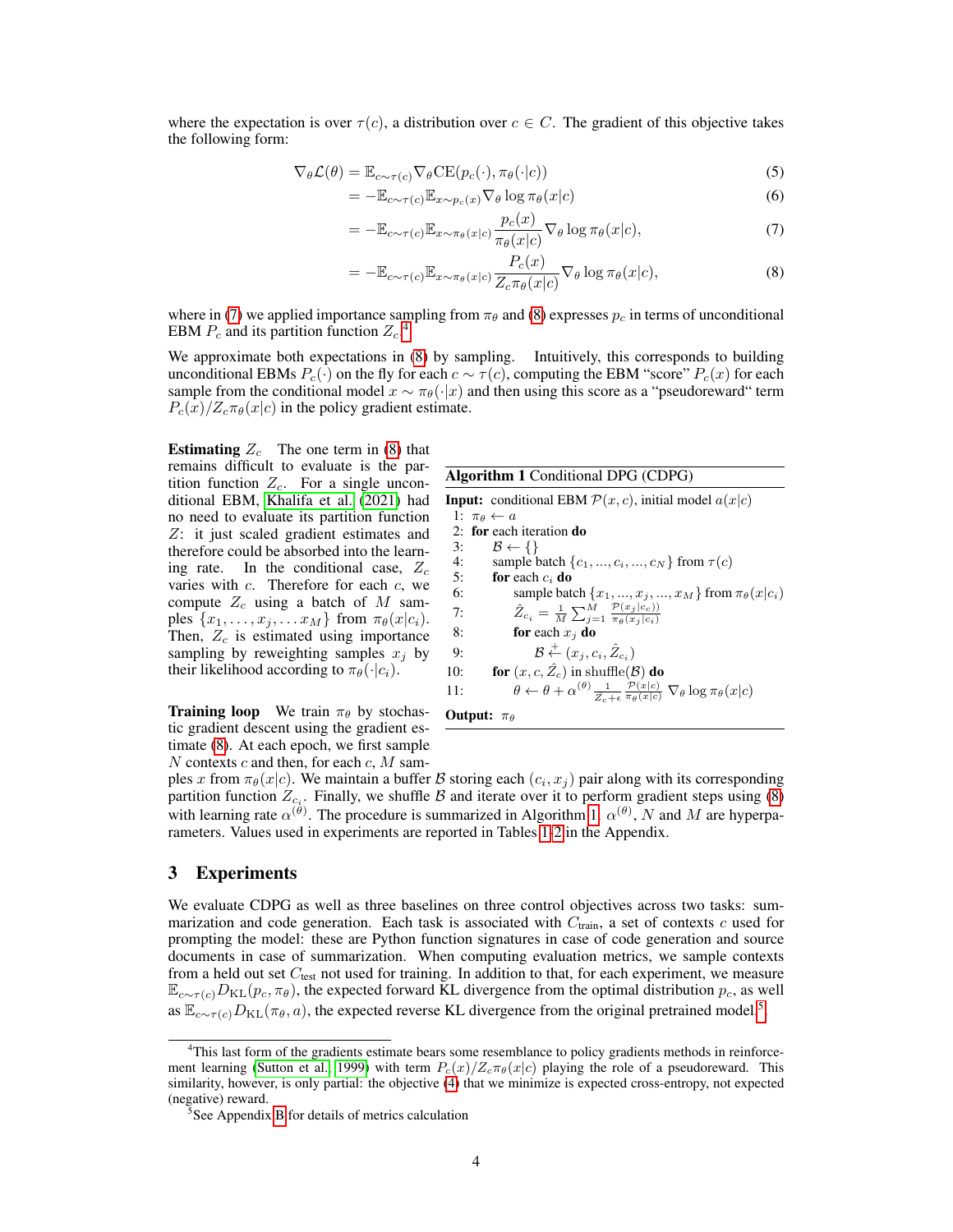where the expectation is over $\tau(c)$, a distribution over $c \in C$. The gradient of this objective takes the following form:

$$\nabla_\theta \mathcal{L}(\theta) = \mathbb{E}_{c\sim\tau(c)} \nabla_\theta \text{CE}(p_c(\cdot), \pi_\theta(\cdot|c)) \tag{5}$$

$$= -\mathbb{E}_{c\sim\tau(c)} \mathbb{E}_{x\sim p_c(x)} \nabla_\theta \log \pi_\theta(x|c) \tag{6}$$

$$= -\mathbb{E}_{c\sim\tau(c)} \mathbb{E}_{x\sim\pi_\theta(x|c)} \frac{p_c(x)}{\pi_\theta(x|c)} \nabla_\theta \log \pi_\theta(x|c), \tag{7}$$

$$= -\mathbb{E}_{c\sim\tau(c)} \mathbb{E}_{x\sim\pi_\theta(x|c)} \frac{P_c(x)}{Z_c \pi_\theta(x|c)} \nabla_\theta \log \pi_\theta(x|c), \tag{8}$$

where in (7) we applied importance sampling from $\pi_\theta$ and (8) expresses $p_c$ in terms of unconditional EBM $P_c$ and its partition function $Z_c$.[4]

We approximate both expectations in (8) by sampling. Intuitively, this corresponds to building unconditional EBMs $P_c(\cdot)$ on the fly for each $c \sim \tau(c)$, computing the EBM "score" $P_c(x)$ for each sample from the conditional model $x \sim \pi_\theta(\cdot|x)$ and then using this score as a "pseudoreward" term $P_c(x)/Z_c\pi_\theta(x|c)$ in the policy gradient estimate.

**Estimating $Z_c$** The one term in (8) that remains difficult to evaluate is the partition function $Z_c$. For a single unconditional EBM, Khalifa et al. (2021) had no need to evaluate its partition function $Z$: it just scaled gradient estimates and therefore could be absorbed into the learning rate. In the conditional case, $Z_c$ varies with $c$. Therefore for each $c$, we compute $Z_c$ using a batch of $M$ samples $\{x_1, \ldots, x_j, \ldots x_M\}$ from $\pi_\theta(x|c_i)$. Then, $Z_c$ is estimated using importance sampling by reweighting samples $x_j$ by their likelihood according to $\pi_\theta(\cdot|c_i)$.

**Training loop** We train $\pi_\theta$ by stochastic gradient descent using the gradient estimate (8). At each epoch, we first sample $N$ contexts $c$ and then, for each $c$, $M$ samples $x$ from $\pi_\theta(x|c)$. We maintain a buffer $\mathcal{B}$ storing each $(c_i, x_j)$ pair along with its corresponding partition function $Z_{c_i}$. Finally, we shuffle $\mathcal{B}$ and iterate over it to perform gradient steps using (8) with learning rate $\alpha^{(\theta)}$. The procedure is summarized in Algorithm 1. $\alpha^{(\theta)}$, $N$ and $M$ are hyperparameters. Values used in experiments are reported in Tables 1-2 in the Appendix.

**Algorithm 1** Conditional DPG (CDPG)

```
Input: conditional EBM P(x, c), initial model a(x|c)
1:  π_θ ← a
2:  for each iteration do
3:      B ← {}
4:      sample batch {c_1, ..., c_i, ..., c_N} from τ(c)
5:      for each c_i do
6:          sample batch {x_1, ..., x_j, ..., x_M} from π_θ(x|c_i)
7:          Ẑ_{c_i} = (1/M) Σ_{j=1}^{M} P(x_j|c_c)) / π_θ(x_j|c_i)
8:          for each x_j do
9:              B +← (x_j, c_i, Ẑ_{c_i})
10:     for (x, c, Ẑ_c) in shuffle(B) do
11:         θ ← θ + α^(θ) (1/(Z_c + ε)) (P(x|c) / π_θ(x|c)) ∇_θ log π_θ(x|c)
Output: π_θ
```

## 3 Experiments

We evaluate CDPG as well as three baselines on three control objectives across two tasks: summarization and code generation. Each task is associated with $C_{\text{train}}$, a set of contexts $c$ used for prompting the model: these are Python function signatures in case of code generation and source documents in case of summarization. When computing evaluation metrics, we sample contexts from a held out set $C_{\text{test}}$ not used for training. In addition to that, for each experiment, we measure $\mathbb{E}_{c\sim\tau(c)} D_{\text{KL}}(p_c, \pi_\theta)$, the expected forward KL divergence from the optimal distribution $p_c$, as well as $\mathbb{E}_{c\sim\tau(c)} D_{\text{KL}}(\pi_\theta, a)$, the expected reverse KL divergence from the original pretrained model.[5]

[4] This last form of the gradients estimate bears some resemblance to policy gradients methods in reinforcement learning (Sutton et al., 1999) with term $P_c(x)/Z_c\pi_\theta(x|c)$ playing the role of a pseudoreward. This similarity, however, is only partial: the objective (4) that we minimize is expected cross-entropy, not expected (negative) reward.

[5] See Appendix B for details of metrics calculation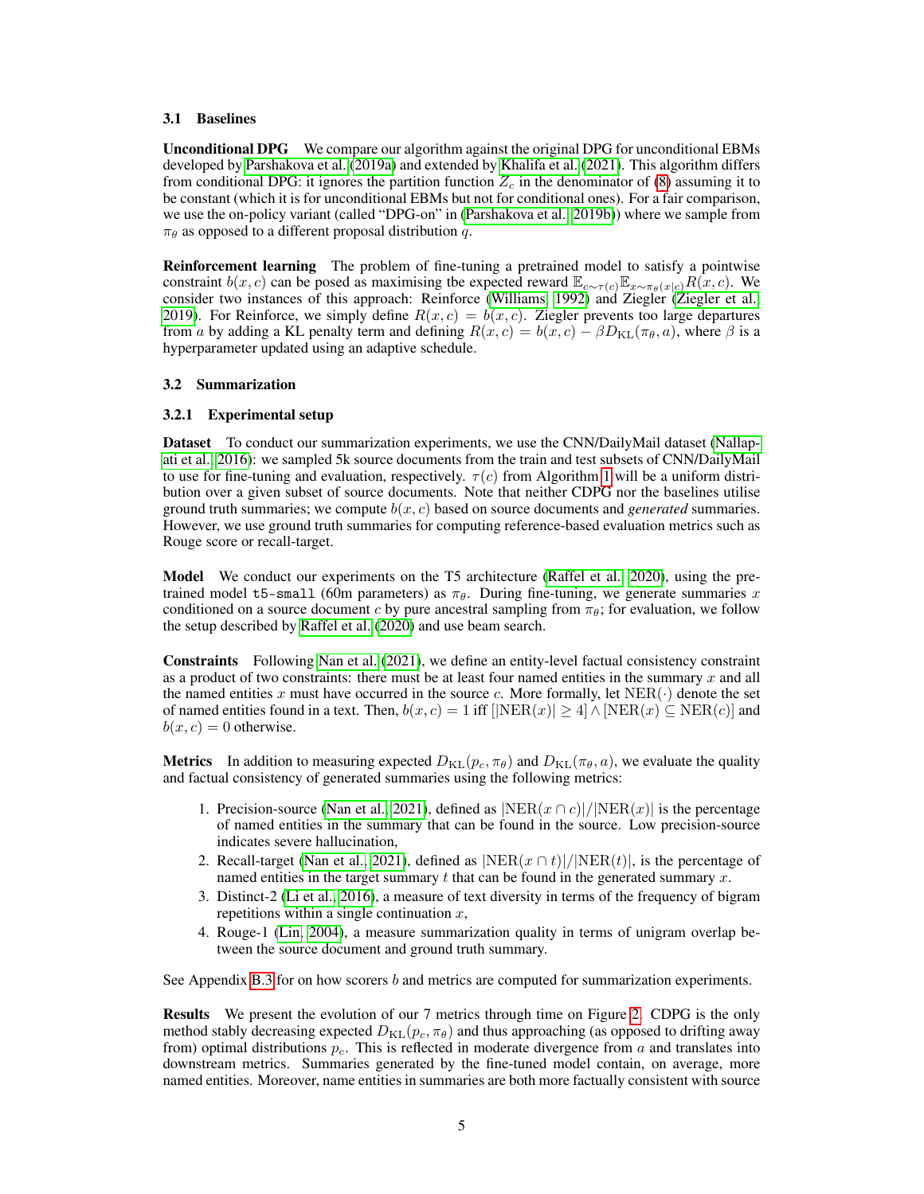### 3.1 Baselines

**Unconditional DPG** We compare our algorithm against the original DPG for unconditional EBMs developed by Parshakova et al. (2019a) and extended by Khalifa et al. (2021). This algorithm differs from conditional DPG: it ignores the partition function $Z_c$ in the denominator of (8) assuming it to be constant (which it is for unconditional EBMs but not for conditional ones). For a fair comparison, we use the on-policy variant (called "DPG-on" in (Parshakova et al., 2019b)) where we sample from $\pi_\theta$ as opposed to a different proposal distribution $q$.

**Reinforcement learning** The problem of fine-tuning a pretrained model to satisfy a pointwise constraint $b(x, c)$ can be posed as maximising tbe expected reward $\mathbb{E}_{c\sim\tau(c)}\mathbb{E}_{x\sim\pi_\theta(x|c)}R(x, c)$. We consider two instances of this approach: Reinforce (Williams, 1992) and Ziegler (Ziegler et al., 2019). For Reinforce, we simply define $R(x, c) = b(x, c)$. Ziegler prevents too large departures from $a$ by adding a KL penalty term and defining $R(x, c) = b(x, c) - \beta D_{\mathrm{KL}}(\pi_\theta, a)$, where $\beta$ is a hyperparameter updated using an adaptive schedule.

### 3.2 Summarization

#### 3.2.1 Experimental setup

**Dataset** To conduct our summarization experiments, we use the CNN/DailyMail dataset (Nallapati et al., 2016): we sampled 5k source documents from the train and test subsets of CNN/DailyMail to use for fine-tuning and evaluation, respectively. $\tau(c)$ from Algorithm 1 will be a uniform distribution over a given subset of source documents. Note that neither CDPG nor the baselines utilise ground truth summaries; we compute $b(x, c)$ based on source documents and *generated* summaries. However, we use ground truth summaries for computing reference-based evaluation metrics such as Rouge score or recall-target.

**Model** We conduct our experiments on the T5 architecture (Raffel et al., 2020), using the pretrained model `t5-small` (60m parameters) as $\pi_\theta$. During fine-tuning, we generate summaries $x$ conditioned on a source document $c$ by pure ancestral sampling from $\pi_\theta$; for evaluation, we follow the setup described by Raffel et al. (2020) and use beam search.

**Constraints** Following Nan et al. (2021), we define an entity-level factual consistency constraint as a product of two constraints: there must be at least four named entities in the summary $x$ and all the named entities $x$ must have occurred in the source $c$. More formally, let $\mathrm{NER}(\cdot)$ denote the set of named entities found in a text. Then, $b(x, c) = 1$ iff $[|\mathrm{NER}(x)| \geq 4] \wedge [\mathrm{NER}(x) \subseteq \mathrm{NER}(c)]$ and $b(x, c) = 0$ otherwise.

**Metrics** In addition to measuring expected $D_{\mathrm{KL}}(p_c, \pi_\theta)$ and $D_{\mathrm{KL}}(\pi_\theta, a)$, we evaluate the quality and factual consistency of generated summaries using the following metrics:

1. Precision-source (Nan et al., 2021), defined as $|\mathrm{NER}(x \cap c)|/|\mathrm{NER}(x)|$ is the percentage of named entities in the summary that can be found in the source. Low precision-source indicates severe hallucination,
2. Recall-target (Nan et al., 2021), defined as $|\mathrm{NER}(x \cap t)|/|\mathrm{NER}(t)|$, is the percentage of named entities in the target summary $t$ that can be found in the generated summary $x$.
3. Distinct-2 (Li et al., 2016), a measure of text diversity in terms of the frequency of bigram repetitions within a single continuation $x$,
4. Rouge-1 (Lin, 2004), a measure summarization quality in terms of unigram overlap between the source document and ground truth summary.

See Appendix B.3 for on how scorers $b$ and metrics are computed for summarization experiments.

**Results** We present the evolution of our 7 metrics through time on Figure 2. CDPG is the only method stably decreasing expected $D_{\mathrm{KL}}(p_c, \pi_\theta)$ and thus approaching (as opposed to drifting away from) optimal distributions $p_c$. This is reflected in moderate divergence from $a$ and translates into downstream metrics. Summaries generated by the fine-tuned model contain, on average, more named entities. Moreover, name entities in summaries are both more factually consistent with source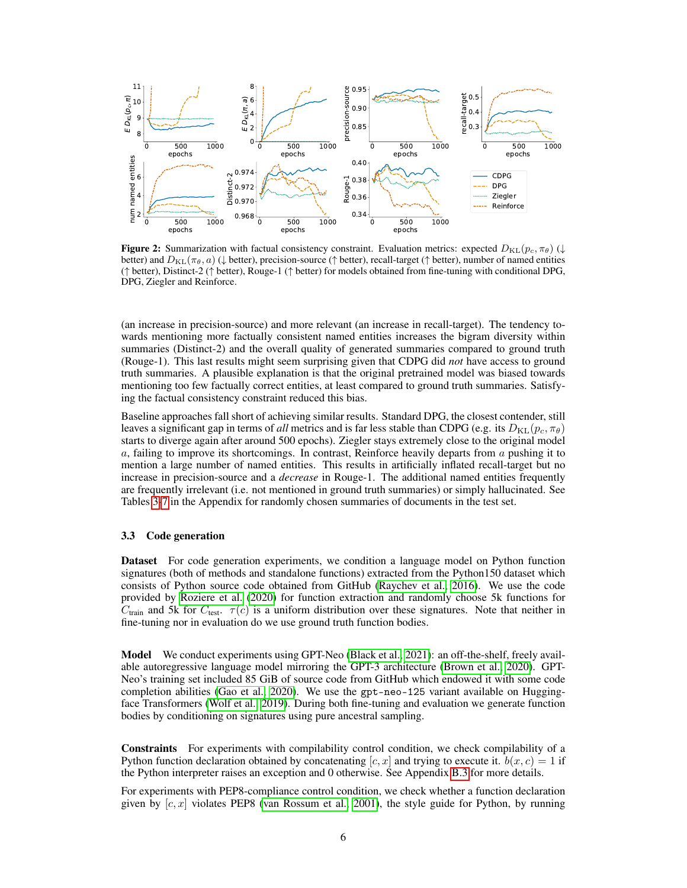Figure 2: Summarization with factual consistency constraint. Evaluation metrics: expected $D_{\mathrm{KL}}(p_c, \pi_\theta)$ (↓ better) and $D_{\mathrm{KL}}(\pi_\theta, a)$ (↓ better), precision-source (↑ better), recall-target (↑ better), number of named entities (↑ better), Distinct-2 (↑ better), Rouge-1 (↑ better) for models obtained from fine-tuning with conditional DPG, DPG, Ziegler and Reinforce.

(an increase in precision-source) and more relevant (an increase in recall-target). The tendency towards mentioning more factually consistent named entities increases the bigram diversity within summaries (Distinct-2) and the overall quality of generated summaries compared to ground truth (Rouge-1). This last results might seem surprising given that CDPG did *not* have access to ground truth summaries. A plausible explanation is that the original pretrained model was biased towards mentioning too few factually correct entities, at least compared to ground truth summaries. Satisfying the factual consistency constraint reduced this bias.

Baseline approaches fall short of achieving similar results. Standard DPG, the closest contender, still leaves a significant gap in terms of *all* metrics and is far less stable than CDPG (e.g. its $D_{\mathrm{KL}}(p_c, \pi_\theta)$ starts to diverge again after around 500 epochs). Ziegler stays extremely close to the original model $a$, failing to improve its shortcomings. In contrast, Reinforce heavily departs from $a$ pushing it to mention a large number of named entities. This results in artificially inflated recall-target but no increase in precision-source and a *decrease* in Rouge-1. The additional named entities frequently are frequently irrelevant (i.e. not mentioned in ground truth summaries) or simply hallucinated. See Tables 3-7 in the Appendix for randomly chosen summaries of documents in the test set.

### 3.3 Code generation

**Dataset** For code generation experiments, we condition a language model on Python function signatures (both of methods and standalone functions) extracted from the Python150 dataset which consists of Python source code obtained from GitHub (Raychev et al., 2016). We use the code provided by Roziere et al. (2020) for function extraction and randomly choose 5k functions for $C_{\text{train}}$ and 5k for $C_{\text{test}}$. $\tau(c)$ is a uniform distribution over these signatures. Note that neither in fine-tuning nor in evaluation do we use ground truth function bodies.

**Model** We conduct experiments using GPT-Neo (Black et al., 2021): an off-the-shelf, freely available autoregressive language model mirroring the GPT-3 architecture (Brown et al., 2020). GPT-Neo's training set included 85 GiB of source code from GitHub which endowed it with some code completion abilities (Gao et al., 2020). We use the `gpt-neo-125` variant available on Huggingface Transformers (Wolf et al., 2019). During both fine-tuning and evaluation we generate function bodies by conditioning on signatures using pure ancestral sampling.

**Constraints** For experiments with compilability control condition, we check compilability of a Python function declaration obtained by concatenating $[c, x]$ and trying to execute it. $b(x, c) = 1$ if the Python interpreter raises an exception and 0 otherwise. See Appendix B.3 for more details.

For experiments with PEP8-compliance control condition, we check whether a function declaration given by $[c, x]$ violates PEP8 (van Rossum et al., 2001), the style guide for Python, by running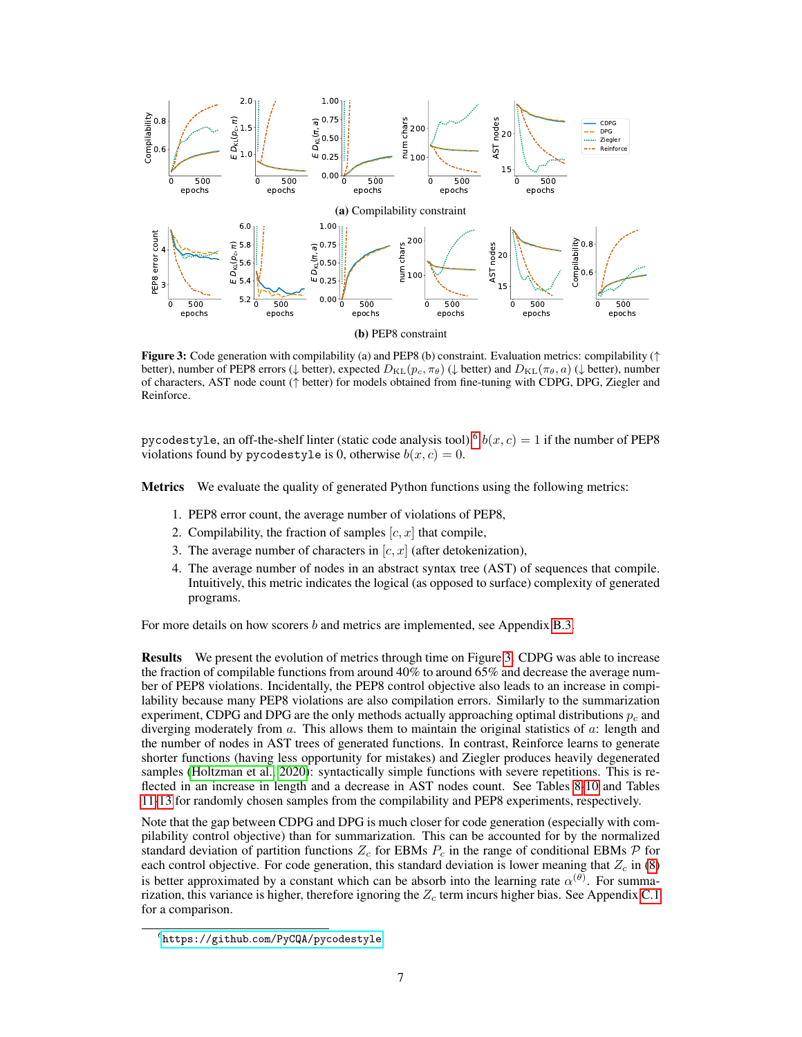(a) Compilability constraint

(b) PEP8 constraint

**Figure 3:** Code generation with compilability (a) and PEP8 (b) constraint. Evaluation metrics: compilability (↑ better), number of PEP8 errors (↓ better), expected $D_{\mathrm{KL}}(p_c, \pi_\theta)$ (↓ better) and $D_{\mathrm{KL}}(\pi_\theta, a)$ (↓ better), number of characters, AST node count (↑ better) for models obtained from fine-tuning with CDPG, DPG, Ziegler and Reinforce.

`pycodestyle`, an off-the-shelf linter (static code analysis tool)[6] $b(x, c) = 1$ if the number of PEP8 violations found by `pycodestyle` is 0, otherwise $b(x, c) = 0$.

**Metrics** We evaluate the quality of generated Python functions using the following metrics:

1. PEP8 error count, the average number of violations of PEP8,
2. Compilability, the fraction of samples $[c, x]$ that compile,
3. The average number of characters in $[c, x]$ (after detokenization),
4. The average number of nodes in an abstract syntax tree (AST) of sequences that compile. Intuitively, this metric indicates the logical (as opposed to surface) complexity of generated programs.

For more details on how scorers $b$ and metrics are implemented, see Appendix B.3.

**Results** We present the evolution of metrics through time on Figure 3. CDPG was able to increase the fraction of compilable functions from around 40% to around 65% and decrease the average number of PEP8 violations. Incidentally, the PEP8 control objective also leads to an increase in compilability because many PEP8 violations are also compilation errors. Similarly to the summarization experiment, CDPG and DPG are the only methods actually approaching optimal distributions $p_c$ and diverging moderately from $a$. This allows them to maintain the original statistics of $a$: length and the number of nodes in AST trees of generated functions. In contrast, Reinforce learns to generate shorter functions (having less opportunity for mistakes) and Ziegler produces heavily degenerated samples (Holtzman et al., 2020): syntactically simple functions with severe repetitions. This is reflected in an increase in length and a decrease in AST nodes count. See Tables 8-10 and Tables 11-13 for randomly chosen samples from the compilability and PEP8 experiments, respectively.

Note that the gap between CDPG and DPG is much closer for code generation (especially with compilability control objective) than for summarization. This can be accounted for by the normalized standard deviation of partition functions $Z_c$ for EBMs $P_c$ in the range of conditional EBMs $\mathcal{P}$ for each control objective. For code generation, this standard deviation is lower meaning that $Z_c$ in (8) is better approximated by a constant which can be absorb into the learning rate $\alpha^{(\theta)}$. For summarization, this variance is higher, therefore ignoring the $Z_c$ term incurs higher bias. See Appendix C.1 for a comparison.

[6] https://github.com/PyCQA/pycodestyle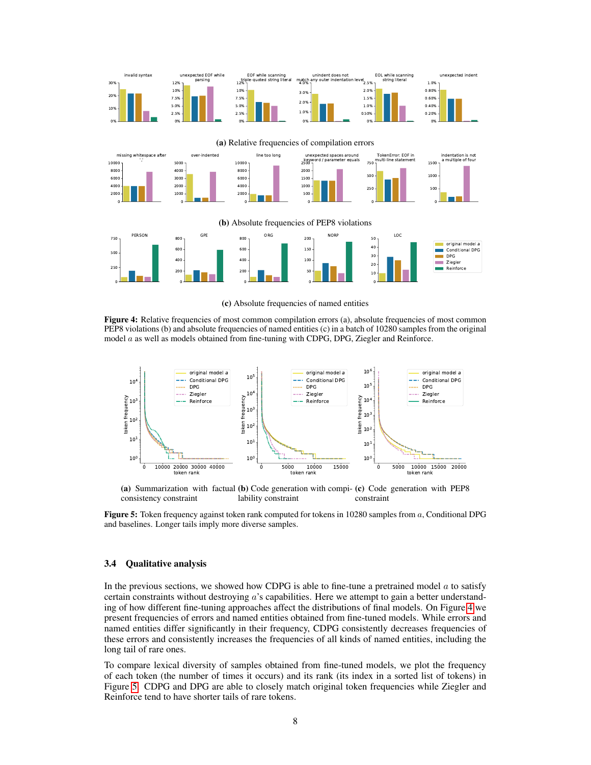(a) Relative frequencies of compilation errors

(b) Absolute frequencies of PEP8 violations

(c) Absolute frequencies of named entities

**Figure 4:** Relative frequencies of most common compilation errors (a), absolute frequencies of most common PEP8 violations (b) and absolute frequencies of named entities (c) in a batch of 10280 samples from the original model $a$ as well as models obtained from fine-tuning with CDPG, DPG, Ziegler and Reinforce.

(a) Summarization with factual consistency constraint

(b) Code generation with compilability constraint

(c) Code generation with PEP8 constraint

**Figure 5:** Token frequency against token rank computed for tokens in 10280 samples from $a$, Conditional DPG and baselines. Longer tails imply more diverse samples.

### 3.4 Qualitative analysis

In the previous sections, we showed how CDPG is able to fine-tune a pretrained model $a$ to satisfy certain constraints without destroying $a$'s capabilities. Here we attempt to gain a better understanding of how different fine-tuning approaches affect the distributions of final models. On Figure 4 we present frequencies of errors and named entities obtained from fine-tuned models. While errors and named entities differ significantly in their frequency, CDPG consistently decreases frequencies of these errors and consistently increases the frequencies of all kinds of named entities, including the long tail of rare ones.

To compare lexical diversity of samples obtained from fine-tuned models, we plot the frequency of each token (the number of times it occurs) and its rank (its index in a sorted list of tokens) in Figure 5. CDPG and DPG are able to closely match original token frequencies while Ziegler and Reinforce tend to have shorter tails of rare tokens.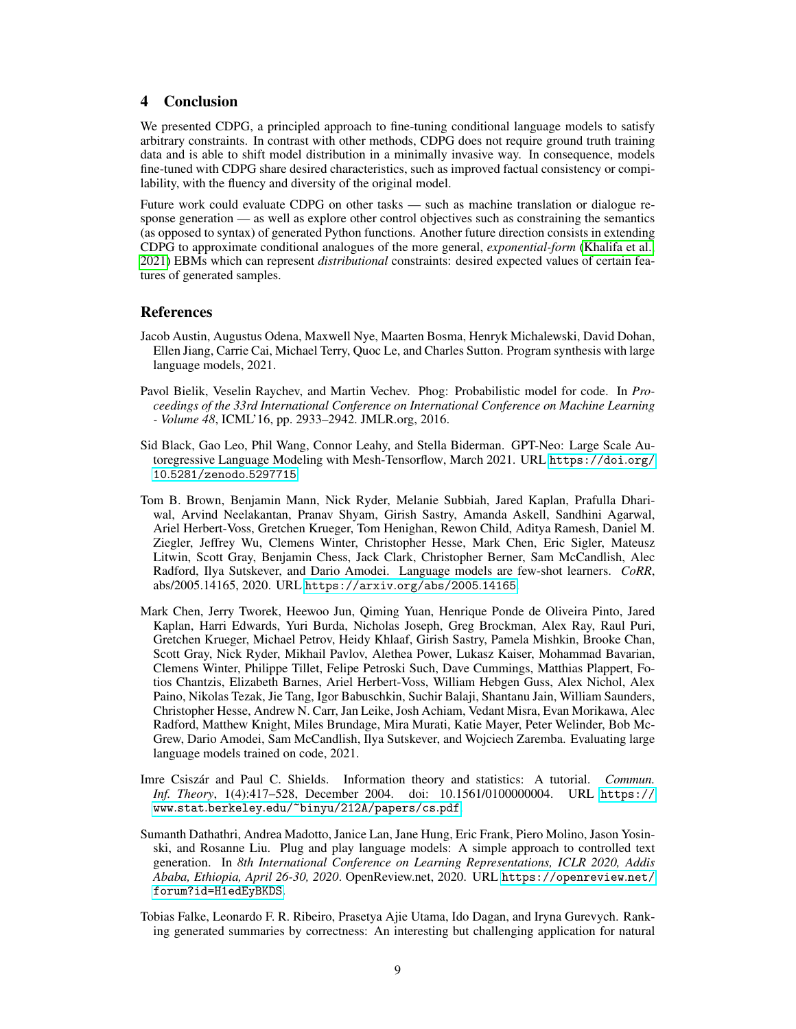## 4 Conclusion

We presented CDPG, a principled approach to fine-tuning conditional language models to satisfy arbitrary constraints. In contrast with other methods, CDPG does not require ground truth training data and is able to shift model distribution in a minimally invasive way. In consequence, models fine-tuned with CDPG share desired characteristics, such as improved factual consistency or compilability, with the fluency and diversity of the original model.

Future work could evaluate CDPG on other tasks — such as machine translation or dialogue response generation — as well as explore other control objectives such as constraining the semantics (as opposed to syntax) of generated Python functions. Another future direction consists in extending CDPG to approximate conditional analogues of the more general, *exponential-form* (Khalifa et al. 2021) EBMs which can represent *distributional* constraints: desired expected values of certain features of generated samples.

## References

Jacob Austin, Augustus Odena, Maxwell Nye, Maarten Bosma, Henryk Michalewski, David Dohan, Ellen Jiang, Carrie Cai, Michael Terry, Quoc Le, and Charles Sutton. Program synthesis with large language models, 2021.

Pavol Bielik, Veselin Raychev, and Martin Vechev. Phog: Probabilistic model for code. In *Proceedings of the 33rd International Conference on International Conference on Machine Learning - Volume 48*, ICML'16, pp. 2933–2942. JMLR.org, 2016.

Sid Black, Gao Leo, Phil Wang, Connor Leahy, and Stella Biderman. GPT-Neo: Large Scale Autoregressive Language Modeling with Mesh-Tensorflow, March 2021. URL https://doi.org/10.5281/zenodo.5297715.

Tom B. Brown, Benjamin Mann, Nick Ryder, Melanie Subbiah, Jared Kaplan, Prafulla Dhariwal, Arvind Neelakantan, Pranav Shyam, Girish Sastry, Amanda Askell, Sandhini Agarwal, Ariel Herbert-Voss, Gretchen Krueger, Tom Henighan, Rewon Child, Aditya Ramesh, Daniel M. Ziegler, Jeffrey Wu, Clemens Winter, Christopher Hesse, Mark Chen, Eric Sigler, Mateusz Litwin, Scott Gray, Benjamin Chess, Jack Clark, Christopher Berner, Sam McCandlish, Alec Radford, Ilya Sutskever, and Dario Amodei. Language models are few-shot learners. *CoRR*, abs/2005.14165, 2020. URL https://arxiv.org/abs/2005.14165.

Mark Chen, Jerry Tworek, Heewoo Jun, Qiming Yuan, Henrique Ponde de Oliveira Pinto, Jared Kaplan, Harri Edwards, Yuri Burda, Nicholas Joseph, Greg Brockman, Alex Ray, Raul Puri, Gretchen Krueger, Michael Petrov, Heidy Khlaaf, Girish Sastry, Pamela Mishkin, Brooke Chan, Scott Gray, Nick Ryder, Mikhail Pavlov, Alethea Power, Lukasz Kaiser, Mohammad Bavarian, Clemens Winter, Philippe Tillet, Felipe Petroski Such, Dave Cummings, Matthias Plappert, Fotios Chantzis, Elizabeth Barnes, Ariel Herbert-Voss, William Hebgen Guss, Alex Nichol, Alex Paino, Nikolas Tezak, Jie Tang, Igor Babuschkin, Suchir Balaji, Shantanu Jain, William Saunders, Christopher Hesse, Andrew N. Carr, Jan Leike, Josh Achiam, Vedant Misra, Evan Morikawa, Alec Radford, Matthew Knight, Miles Brundage, Mira Murati, Katie Mayer, Peter Welinder, Bob McGrew, Dario Amodei, Sam McCandlish, Ilya Sutskever, and Wojciech Zaremba. Evaluating large language models trained on code, 2021.

Imre Csiszár and Paul C. Shields. Information theory and statistics: A tutorial. *Commun. Inf. Theory*, 1(4):417–528, December 2004. doi: 10.1561/0100000004. URL https://www.stat.berkeley.edu/~binyu/212A/papers/cs.pdf.

Sumanth Dathathri, Andrea Madotto, Janice Lan, Jane Hung, Eric Frank, Piero Molino, Jason Yosinski, and Rosanne Liu. Plug and play language models: A simple approach to controlled text generation. In *8th International Conference on Learning Representations, ICLR 2020, Addis Ababa, Ethiopia, April 26-30, 2020*. OpenReview.net, 2020. URL https://openreview.net/forum?id=H1edEyBKDS.

Tobias Falke, Leonardo F. R. Ribeiro, Prasetya Ajie Utama, Ido Dagan, and Iryna Gurevych. Ranking generated summaries by correctness: An interesting but challenging application for natural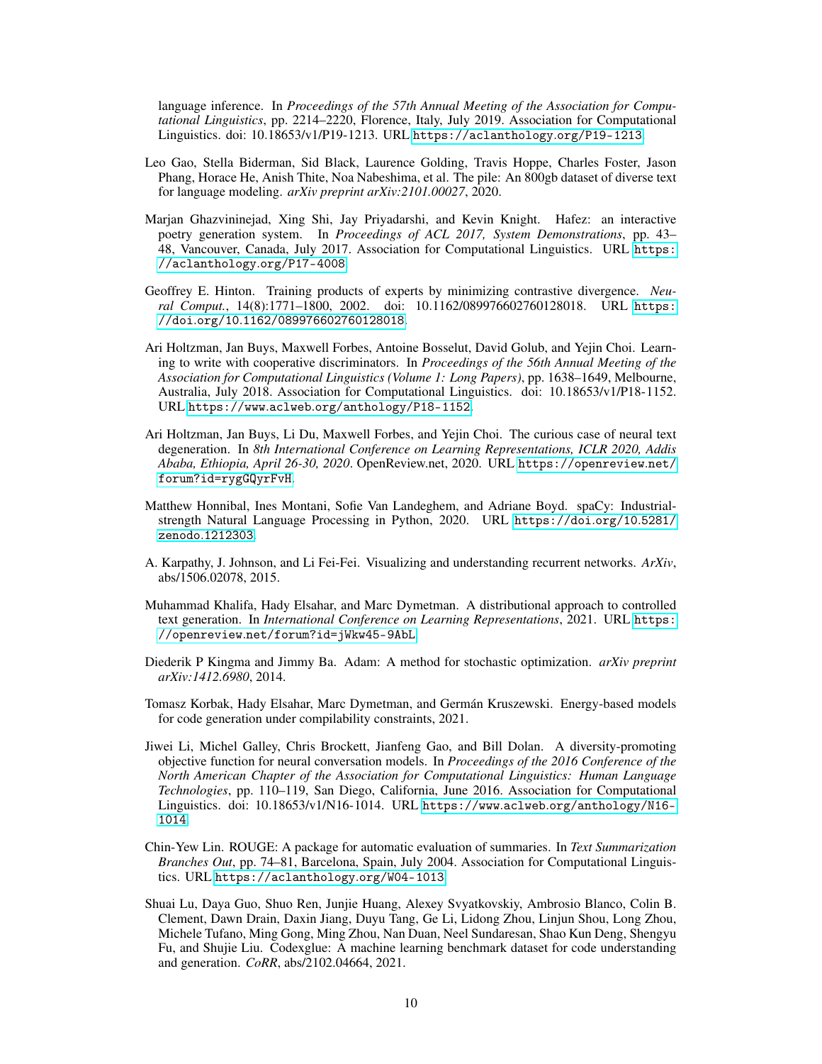language inference. In *Proceedings of the 57th Annual Meeting of the Association for Computational Linguistics*, pp. 2214–2220, Florence, Italy, July 2019. Association for Computational Linguistics. doi: 10.18653/v1/P19-1213. URL https://aclanthology.org/P19-1213.

Leo Gao, Stella Biderman, Sid Black, Laurence Golding, Travis Hoppe, Charles Foster, Jason Phang, Horace He, Anish Thite, Noa Nabeshima, et al. The pile: An 800gb dataset of diverse text for language modeling. *arXiv preprint arXiv:2101.00027*, 2020.

Marjan Ghazvininejad, Xing Shi, Jay Priyadarshi, and Kevin Knight. Hafez: an interactive poetry generation system. In *Proceedings of ACL 2017, System Demonstrations*, pp. 43–48, Vancouver, Canada, July 2017. Association for Computational Linguistics. URL https://aclanthology.org/P17-4008.

Geoffrey E. Hinton. Training products of experts by minimizing contrastive divergence. *Neural Comput.*, 14(8):1771–1800, 2002. doi: 10.1162/089976602760128018. URL https://doi.org/10.1162/089976602760128018.

Ari Holtzman, Jan Buys, Maxwell Forbes, Antoine Bosselut, David Golub, and Yejin Choi. Learning to write with cooperative discriminators. In *Proceedings of the 56th Annual Meeting of the Association for Computational Linguistics (Volume 1: Long Papers)*, pp. 1638–1649, Melbourne, Australia, July 2018. Association for Computational Linguistics. doi: 10.18653/v1/P18-1152. URL https://www.aclweb.org/anthology/P18-1152.

Ari Holtzman, Jan Buys, Li Du, Maxwell Forbes, and Yejin Choi. The curious case of neural text degeneration. In *8th International Conference on Learning Representations, ICLR 2020, Addis Ababa, Ethiopia, April 26-30, 2020*. OpenReview.net, 2020. URL https://openreview.net/forum?id=rygGQyrFvH.

Matthew Honnibal, Ines Montani, Sofie Van Landeghem, and Adriane Boyd. spaCy: Industrial-strength Natural Language Processing in Python, 2020. URL https://doi.org/10.5281/zenodo.1212303.

A. Karpathy, J. Johnson, and Li Fei-Fei. Visualizing and understanding recurrent networks. *ArXiv*, abs/1506.02078, 2015.

Muhammad Khalifa, Hady Elsahar, and Marc Dymetman. A distributional approach to controlled text generation. In *International Conference on Learning Representations*, 2021. URL https://openreview.net/forum?id=jWkw45-9AbL.

Diederik P Kingma and Jimmy Ba. Adam: A method for stochastic optimization. *arXiv preprint arXiv:1412.6980*, 2014.

Tomasz Korbak, Hady Elsahar, Marc Dymetman, and Germán Kruszewski. Energy-based models for code generation under compilability constraints, 2021.

Jiwei Li, Michel Galley, Chris Brockett, Jianfeng Gao, and Bill Dolan. A diversity-promoting objective function for neural conversation models. In *Proceedings of the 2016 Conference of the North American Chapter of the Association for Computational Linguistics: Human Language Technologies*, pp. 110–119, San Diego, California, June 2016. Association for Computational Linguistics. doi: 10.18653/v1/N16-1014. URL https://www.aclweb.org/anthology/N16-1014.

Chin-Yew Lin. ROUGE: A package for automatic evaluation of summaries. In *Text Summarization Branches Out*, pp. 74–81, Barcelona, Spain, July 2004. Association for Computational Linguistics. URL https://aclanthology.org/W04-1013.

Shuai Lu, Daya Guo, Shuo Ren, Junjie Huang, Alexey Svyatkovskiy, Ambrosio Blanco, Colin B. Clement, Dawn Drain, Daxin Jiang, Duyu Tang, Ge Li, Lidong Zhou, Linjun Shou, Long Zhou, Michele Tufano, Ming Gong, Ming Zhou, Nan Duan, Neel Sundaresan, Shao Kun Deng, Shengyu Fu, and Shujie Liu. Codexglue: A machine learning benchmark dataset for code understanding and generation. *CoRR*, abs/2102.04664, 2021.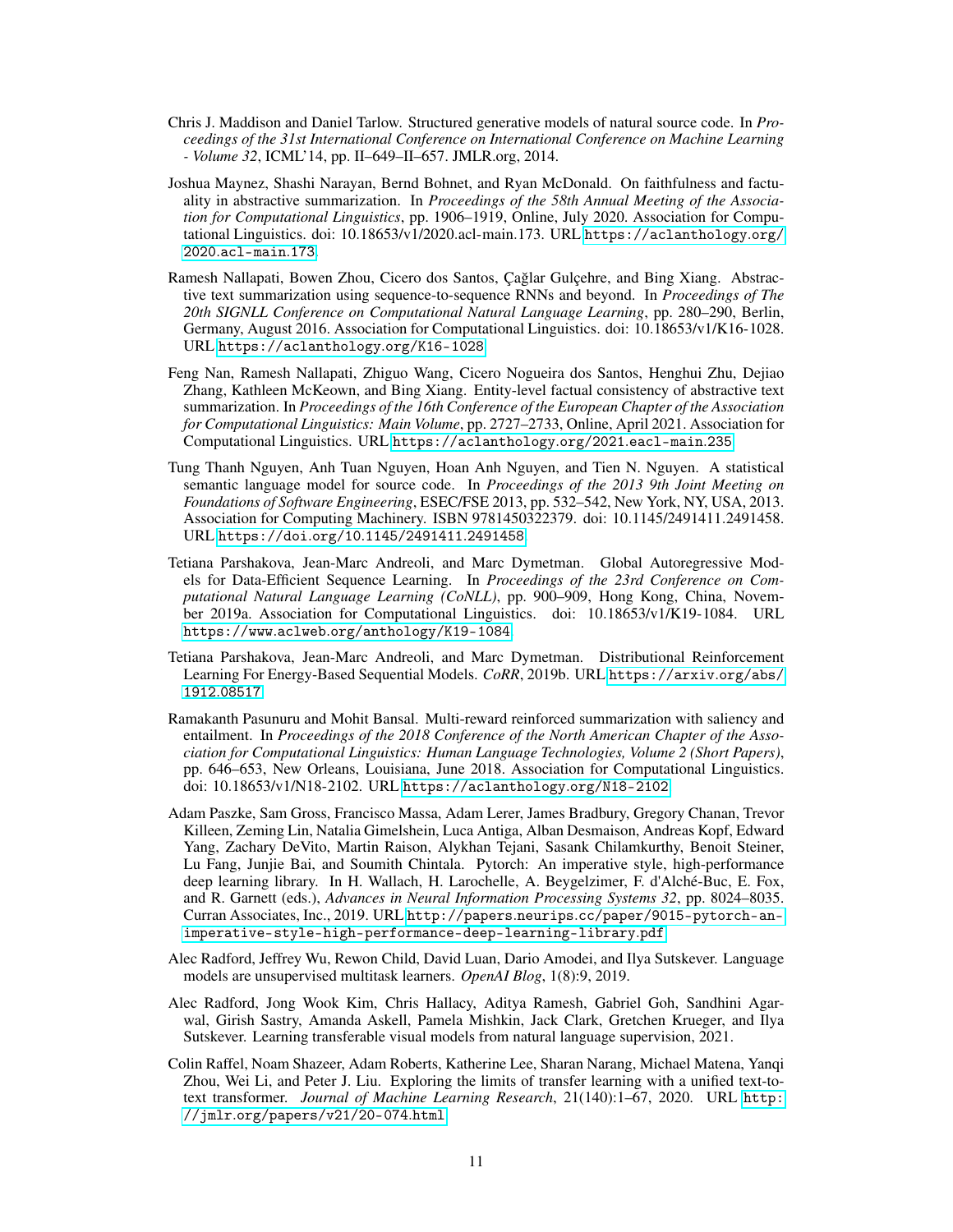Chris J. Maddison and Daniel Tarlow. Structured generative models of natural source code. In *Proceedings of the 31st International Conference on International Conference on Machine Learning - Volume 32*, ICML'14, pp. II–649–II–657. JMLR.org, 2014.

Joshua Maynez, Shashi Narayan, Bernd Bohnet, and Ryan McDonald. On faithfulness and factuality in abstractive summarization. In *Proceedings of the 58th Annual Meeting of the Association for Computational Linguistics*, pp. 1906–1919, Online, July 2020. Association for Computational Linguistics. doi: 10.18653/v1/2020.acl-main.173. URL https://aclanthology.org/2020.acl-main.173.

Ramesh Nallapati, Bowen Zhou, Cicero dos Santos, Çağlar Gulçehre, and Bing Xiang. Abstractive text summarization using sequence-to-sequence RNNs and beyond. In *Proceedings of The 20th SIGNLL Conference on Computational Natural Language Learning*, pp. 280–290, Berlin, Germany, August 2016. Association for Computational Linguistics. doi: 10.18653/v1/K16-1028. URL https://aclanthology.org/K16-1028.

Feng Nan, Ramesh Nallapati, Zhiguo Wang, Cicero Nogueira dos Santos, Henghui Zhu, Dejiao Zhang, Kathleen McKeown, and Bing Xiang. Entity-level factual consistency of abstractive text summarization. In *Proceedings of the 16th Conference of the European Chapter of the Association for Computational Linguistics: Main Volume*, pp. 2727–2733, Online, April 2021. Association for Computational Linguistics. URL https://aclanthology.org/2021.eacl-main.235.

Tung Thanh Nguyen, Anh Tuan Nguyen, Hoan Anh Nguyen, and Tien N. Nguyen. A statistical semantic language model for source code. In *Proceedings of the 2013 9th Joint Meeting on Foundations of Software Engineering*, ESEC/FSE 2013, pp. 532–542, New York, NY, USA, 2013. Association for Computing Machinery. ISBN 9781450322379. doi: 10.1145/2491411.2491458. URL https://doi.org/10.1145/2491411.2491458.

Tetiana Parshakova, Jean-Marc Andreoli, and Marc Dymetman. Global Autoregressive Models for Data-Efficient Sequence Learning. In *Proceedings of the 23rd Conference on Computational Natural Language Learning (CoNLL)*, pp. 900–909, Hong Kong, China, November 2019a. Association for Computational Linguistics. doi: 10.18653/v1/K19-1084. URL https://www.aclweb.org/anthology/K19-1084.

Tetiana Parshakova, Jean-Marc Andreoli, and Marc Dymetman. Distributional Reinforcement Learning For Energy-Based Sequential Models. *CoRR*, 2019b. URL https://arxiv.org/abs/1912.08517.

Ramakanth Pasunuru and Mohit Bansal. Multi-reward reinforced summarization with saliency and entailment. In *Proceedings of the 2018 Conference of the North American Chapter of the Association for Computational Linguistics: Human Language Technologies, Volume 2 (Short Papers)*, pp. 646–653, New Orleans, Louisiana, June 2018. Association for Computational Linguistics. doi: 10.18653/v1/N18-2102. URL https://aclanthology.org/N18-2102.

Adam Paszke, Sam Gross, Francisco Massa, Adam Lerer, James Bradbury, Gregory Chanan, Trevor Killeen, Zeming Lin, Natalia Gimelshein, Luca Antiga, Alban Desmaison, Andreas Kopf, Edward Yang, Zachary DeVito, Martin Raison, Alykhan Tejani, Sasank Chilamkurthy, Benoit Steiner, Lu Fang, Junjie Bai, and Soumith Chintala. Pytorch: An imperative style, high-performance deep learning library. In H. Wallach, H. Larochelle, A. Beygelzimer, F. d'Alché-Buc, E. Fox, and R. Garnett (eds.), *Advances in Neural Information Processing Systems 32*, pp. 8024–8035. Curran Associates, Inc., 2019. URL http://papers.neurips.cc/paper/9015-pytorch-an-imperative-style-high-performance-deep-learning-library.pdf.

Alec Radford, Jeffrey Wu, Rewon Child, David Luan, Dario Amodei, and Ilya Sutskever. Language models are unsupervised multitask learners. *OpenAI Blog*, 1(8):9, 2019.

Alec Radford, Jong Wook Kim, Chris Hallacy, Aditya Ramesh, Gabriel Goh, Sandhini Agarwal, Girish Sastry, Amanda Askell, Pamela Mishkin, Jack Clark, Gretchen Krueger, and Ilya Sutskever. Learning transferable visual models from natural language supervision, 2021.

Colin Raffel, Noam Shazeer, Adam Roberts, Katherine Lee, Sharan Narang, Michael Matena, Yanqi Zhou, Wei Li, and Peter J. Liu. Exploring the limits of transfer learning with a unified text-to-text transformer. *Journal of Machine Learning Research*, 21(140):1–67, 2020. URL http://jmlr.org/papers/v21/20-074.html.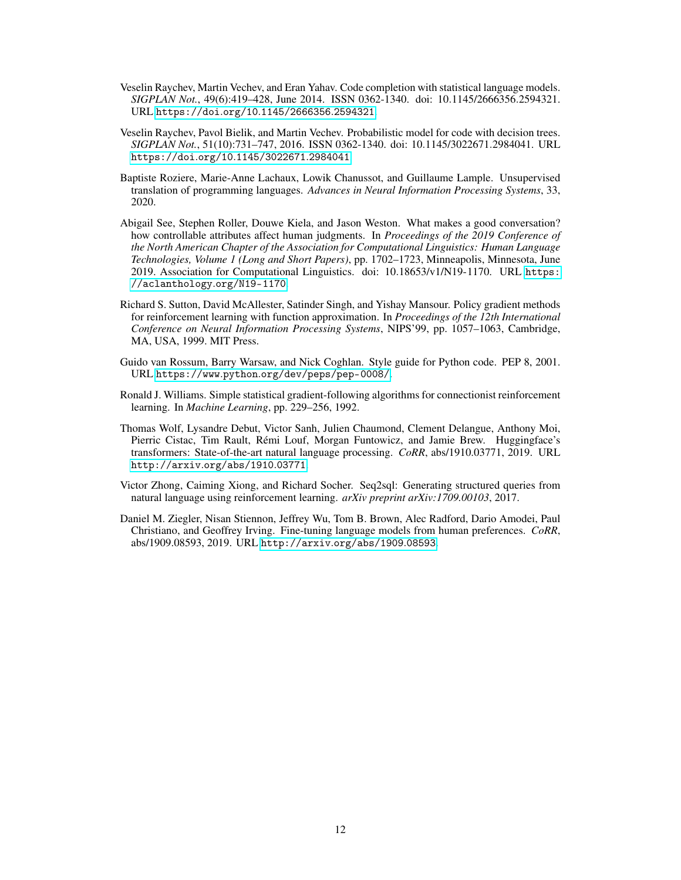Veselin Raychev, Martin Vechev, and Eran Yahav. Code completion with statistical language models. *SIGPLAN Not.*, 49(6):419–428, June 2014. ISSN 0362-1340. doi: 10.1145/2666356.2594321. URL https://doi.org/10.1145/2666356.2594321.

Veselin Raychev, Pavol Bielik, and Martin Vechev. Probabilistic model for code with decision trees. *SIGPLAN Not.*, 51(10):731–747, 2016. ISSN 0362-1340. doi: 10.1145/3022671.2984041. URL https://doi.org/10.1145/3022671.2984041.

Baptiste Roziere, Marie-Anne Lachaux, Lowik Chanussot, and Guillaume Lample. Unsupervised translation of programming languages. *Advances in Neural Information Processing Systems*, 33, 2020.

Abigail See, Stephen Roller, Douwe Kiela, and Jason Weston. What makes a good conversation? how controllable attributes affect human judgments. In *Proceedings of the 2019 Conference of the North American Chapter of the Association for Computational Linguistics: Human Language Technologies, Volume 1 (Long and Short Papers)*, pp. 1702–1723, Minneapolis, Minnesota, June 2019. Association for Computational Linguistics. doi: 10.18653/v1/N19-1170. URL https://aclanthology.org/N19-1170.

Richard S. Sutton, David McAllester, Satinder Singh, and Yishay Mansour. Policy gradient methods for reinforcement learning with function approximation. In *Proceedings of the 12th International Conference on Neural Information Processing Systems*, NIPS'99, pp. 1057–1063, Cambridge, MA, USA, 1999. MIT Press.

Guido van Rossum, Barry Warsaw, and Nick Coghlan. Style guide for Python code. PEP 8, 2001. URL https://www.python.org/dev/peps/pep-0008/.

Ronald J. Williams. Simple statistical gradient-following algorithms for connectionist reinforcement learning. In *Machine Learning*, pp. 229–256, 1992.

Thomas Wolf, Lysandre Debut, Victor Sanh, Julien Chaumond, Clement Delangue, Anthony Moi, Pierric Cistac, Tim Rault, Rémi Louf, Morgan Funtowicz, and Jamie Brew. Huggingface's transformers: State-of-the-art natural language processing. *CoRR*, abs/1910.03771, 2019. URL http://arxiv.org/abs/1910.03771.

Victor Zhong, Caiming Xiong, and Richard Socher. Seq2sql: Generating structured queries from natural language using reinforcement learning. *arXiv preprint arXiv:1709.00103*, 2017.

Daniel M. Ziegler, Nisan Stiennon, Jeffrey Wu, Tom B. Brown, Alec Radford, Dario Amodei, Paul Christiano, and Geoffrey Irving. Fine-tuning language models from human preferences. *CoRR*, abs/1909.08593, 2019. URL http://arxiv.org/abs/1909.08593.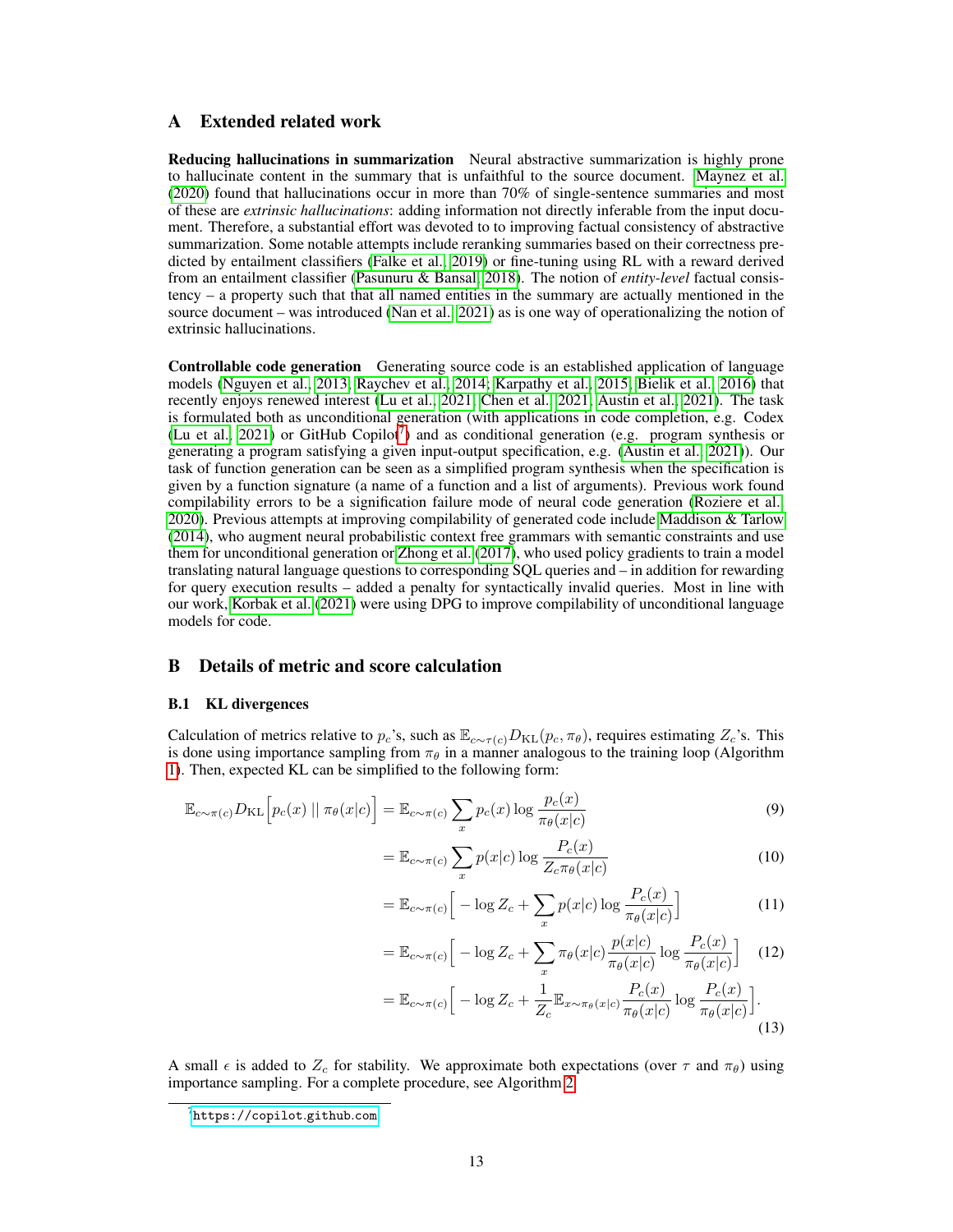# A Extended related work

**Reducing hallucinations in summarization** Neural abstractive summarization is highly prone to hallucinate content in the summary that is unfaithful to the source document. Maynez et al. (2020) found that hallucinations occur in more than 70% of single-sentence summaries and most of these are *extrinsic hallucinations*: adding information not directly inferable from the input document. Therefore, a substantial effort was devoted to to improving factual consistency of abstractive summarization. Some notable attempts include reranking summaries based on their correctness predicted by entailment classifiers (Falke et al., 2019) or fine-tuning using RL with a reward derived from an entailment classifier (Pasunuru & Bansal, 2018). The notion of *entity-level* factual consistency – a property such that that all named entities in the summary are actually mentioned in the source document – was introduced (Nan et al., 2021) as is one way of operationalizing the notion of extrinsic hallucinations.

**Controllable code generation** Generating source code is an established application of language models (Nguyen et al., 2013; Raychev et al., 2014; Karpathy et al., 2015; Bielik et al., 2016) that recently enjoys renewed interest (Lu et al., 2021; Chen et al., 2021; Austin et al., 2021). The task is formulated both as unconditional generation (with applications in code completion, e.g. Codex (Lu et al., 2021) or GitHub Copilot[7]) and as conditional generation (e.g. program synthesis or generating a program satisfying a given input-output specification, e.g. (Austin et al., 2021)). Our task of function generation can be seen as a simplified program synthesis when the specification is given by a function signature (a name of a function and a list of arguments). Previous work found compilability errors to be a signification failure mode of neural code generation (Roziere et al., 2020). Previous attempts at improving compilability of generated code include Maddison & Tarlow (2014), who augment neural probabilistic context free grammars with semantic constraints and use them for unconditional generation or Zhong et al. (2017), who used policy gradients to train a model translating natural language questions to corresponding SQL queries and – in addition for rewarding for query execution results – added a penalty for syntactically invalid queries. Most in line with our work, Korbak et al. (2021) were using DPG to improve compilability of unconditional language models for code.

# B Details of metric and score calculation

## B.1 KL divergences

Calculation of metrics relative to $p_c$'s, such as $\mathbb{E}_{c\sim\tau(c)} D_{\mathrm{KL}}(p_c, \pi_\theta)$, requires estimating $Z_c$'s. This is done using importance sampling from $\pi_\theta$ in a manner analogous to the training loop (Algorithm 1). Then, expected KL can be simplified to the following form:

$$
\begin{aligned}
\mathbb{E}_{c\sim\pi(c)} D_{\mathrm{KL}}\Big[p_c(x) \,||\, \pi_\theta(x|c)\Big] &= \mathbb{E}_{c\sim\pi(c)} \sum_x p_c(x) \log \frac{p_c(x)}{\pi_\theta(x|c)} && (9)\\
&= \mathbb{E}_{c\sim\pi(c)} \sum_x p(x|c) \log \frac{P_c(x)}{Z_c \pi_\theta(x|c)} && (10)\\
&= \mathbb{E}_{c\sim\pi(c)} \Big[ -\log Z_c + \sum_x p(x|c) \log \frac{P_c(x)}{\pi_\theta(x|c)} \Big] && (11)\\
&= \mathbb{E}_{c\sim\pi(c)} \Big[ -\log Z_c + \sum_x \pi_\theta(x|c) \frac{p(x|c)}{\pi_\theta(x|c)} \log \frac{P_c(x)}{\pi_\theta(x|c)} \Big] && (12)\\
&= \mathbb{E}_{c\sim\pi(c)} \Big[ -\log Z_c + \frac{1}{Z_c} \mathbb{E}_{x\sim\pi_\theta(x|c)} \frac{P_c(x)}{\pi_\theta(x|c)} \log \frac{P_c(x)}{\pi_\theta(x|c)} \Big]. && (13)
\end{aligned}
$$

A small $\epsilon$ is added to $Z_c$ for stability. We approximate both expectations (over $\tau$ and $\pi_\theta$) using importance sampling. For a complete procedure, see Algorithm 2.

[7] https://copilot.github.com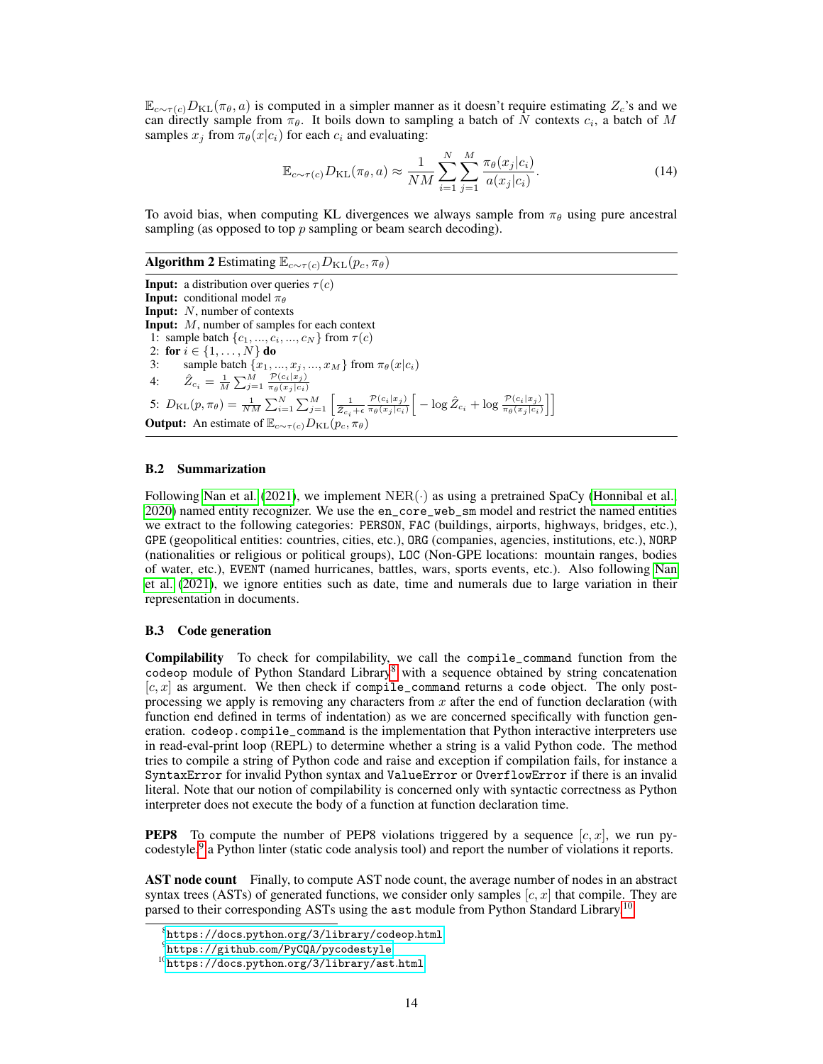$\mathbb{E}_{c\sim\tau(c)} D_{\mathrm{KL}}(\pi_\theta, a)$ is computed in a simpler manner as it doesn't require estimating $Z_c$'s and we can directly sample from $\pi_\theta$. It boils down to sampling a batch of $N$ contexts $c_i$, a batch of $M$ samples $x_j$ from $\pi_\theta(x|c_i)$ for each $c_i$ and evaluating:

$$\mathbb{E}_{c\sim\tau(c)} D_{\mathrm{KL}}(\pi_\theta, a) \approx \frac{1}{NM} \sum_{i=1}^{N} \sum_{j=1}^{M} \frac{\pi_\theta(x_j|c_i)}{a(x_j|c_i)}. \tag{14}$$

To avoid bias, when computing KL divergences we always sample from $\pi_\theta$ using pure ancestral sampling (as opposed to top $p$ sampling or beam search decoding).

**Algorithm 2** Estimating $\mathbb{E}_{c\sim\tau(c)} D_{\mathrm{KL}}(p_c, \pi_\theta)$

**Input:** a distribution over queries $\tau(c)$
**Input:** conditional model $\pi_\theta$
**Input:** $N$, number of contexts
**Input:** $M$, number of samples for each context
1: sample batch $\{c_1, ..., c_i, ..., c_N\}$ from $\tau(c)$
2: **for** $i \in \{1, \ldots, N\}$ **do**
3: sample batch $\{x_1, ..., x_j, ..., x_M\}$ from $\pi_\theta(x|c_i)$
4: $\hat{Z}_{c_i} = \frac{1}{M} \sum_{j=1}^{M} \frac{\mathcal{P}(c_i|x_j)}{\pi_\theta(x_j|c_i)}$
5: $D_{\mathrm{KL}}(p, \pi_\theta) = \frac{1}{NM} \sum_{i=1}^{N} \sum_{j=1}^{M} \left[ \frac{1}{\hat{Z}_{c_i}+\epsilon} \frac{\mathcal{P}(c_i|x_j)}{\pi_\theta(x_j|c_i)} \left[ -\log \hat{Z}_{c_i} + \log \frac{\mathcal{P}(c_i|x_j)}{\pi_\theta(x_j|c_i)} \right] \right]$
**Output:** An estimate of $\mathbb{E}_{c\sim\tau(c)} D_{\mathrm{KL}}(p_c, \pi_\theta)$

### B.2 Summarization

Following Nan et al. (2021), we implement $\mathrm{NER}(\cdot)$ as using a pretrained SpaCy (Honnibal et al. 2020) named entity recognizer. We use the `en_core_web_sm` model and restrict the named entities we extract to the following categories: `PERSON`, `FAC` (buildings, airports, highways, bridges, etc.), `GPE` (geopolitical entities: countries, cities, etc.), `ORG` (companies, agencies, institutions, etc.), `NORP` (nationalities or religious or political groups), `LOC` (Non-GPE locations: mountain ranges, bodies of water, etc.), `EVENT` (named hurricanes, battles, wars, sports events, etc.). Also following Nan et al. (2021), we ignore entities such as date, time and numerals due to large variation in their representation in documents.

### B.3 Code generation

**Compilability** To check for compilability, we call the `compile_command` function from the `codeop` module of Python Standard Library[8] with a sequence obtained by string concatenation $[c, x]$ as argument. We then check if `compile_command` returns a `code` object. The only post-processing we apply is removing any characters from $x$ after the end of function declaration (with function end defined in terms of indentation) as we are concerned specifically with function generation. `codeop.compile_command` is the implementation that Python interactive interpreters use in read-eval-print loop (REPL) to determine whether a string is a valid Python code. The method tries to compile a string of Python code and raise and exception if compilation fails, for instance a `SyntaxError` for invalid Python syntax and `ValueError` or `OverflowError` if there is an invalid literal. Note that our notion of compilability is concerned only with syntactic correctness as Python interpreter does not execute the body of a function at function declaration time.

**PEP8** To compute the number of PEP8 violations triggered by a sequence $[c, x]$, we run pycodestyle,[9] a Python linter (static code analysis tool) and report the number of violations it reports.

**AST node count** Finally, to compute AST node count, the average number of nodes in an abstract syntax trees (ASTs) of generated functions, we consider only samples $[c, x]$ that compile. They are parsed to their corresponding ASTs using the `ast` module from Python Standard Library.[10]

[8] https://docs.python.org/3/library/codeop.html

[9] https://github.com/PyCQA/pycodestyle

[10] https://docs.python.org/3/library/ast.html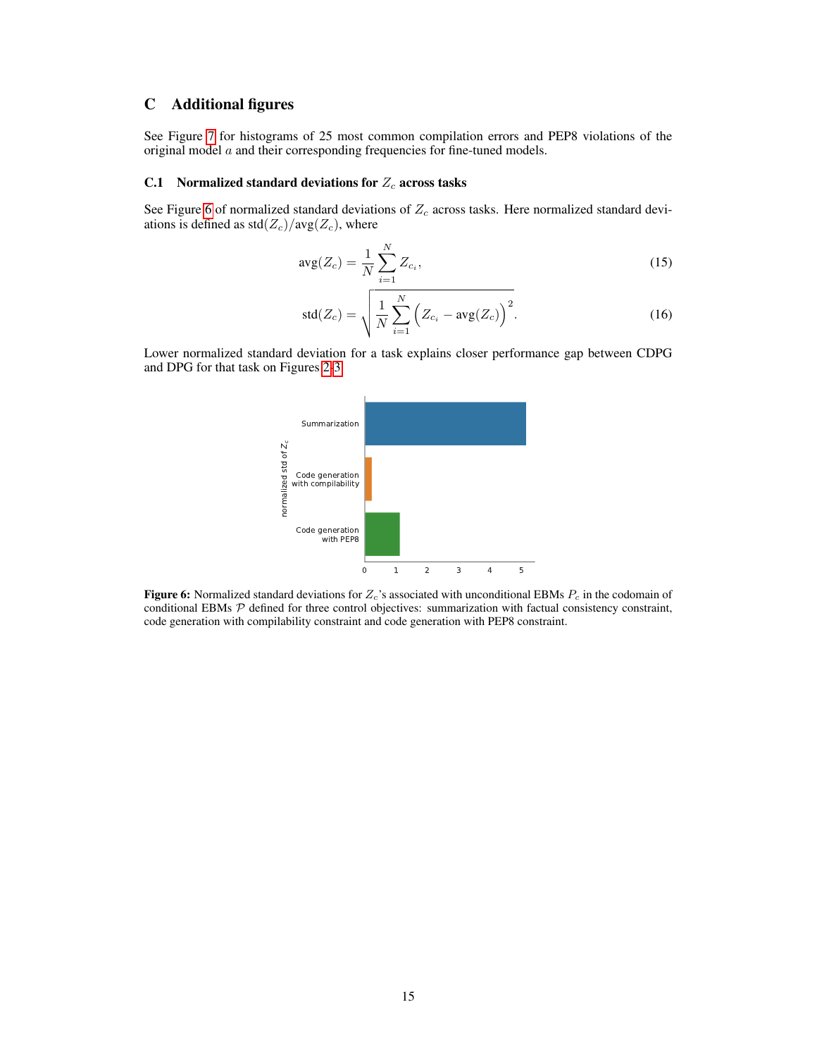# C Additional figures

See Figure 7 for histograms of 25 most common compilation errors and PEP8 violations of the original model $a$ and their corresponding frequencies for fine-tuned models.

## C.1 Normalized standard deviations for $Z_c$ across tasks

See Figure 6 of normalized standard deviations of $Z_c$ across tasks. Here normalized standard deviations is defined as $\text{std}(Z_c)/\text{avg}(Z_c)$, where

$$\text{avg}(Z_c) = \frac{1}{N} \sum_{i=1}^{N} Z_{c_i}, \tag{15}$$

$$\text{std}(Z_c) = \sqrt{\frac{1}{N} \sum_{i=1}^{N} \Big( Z_{c_i} - \text{avg}(Z_c) \Big)^2}. \tag{16}$$

Lower normalized standard deviation for a task explains closer performance gap between CDPG and DPG for that task on Figures 2-3.

**Figure 6:** Normalized standard deviations for $Z_c$'s associated with unconditional EBMs $P_c$ in the codomain of conditional EBMs $\mathcal{P}$ defined for three control objectives: summarization with factual consistency constraint, code generation with compilability constraint and code generation with PEP8 constraint.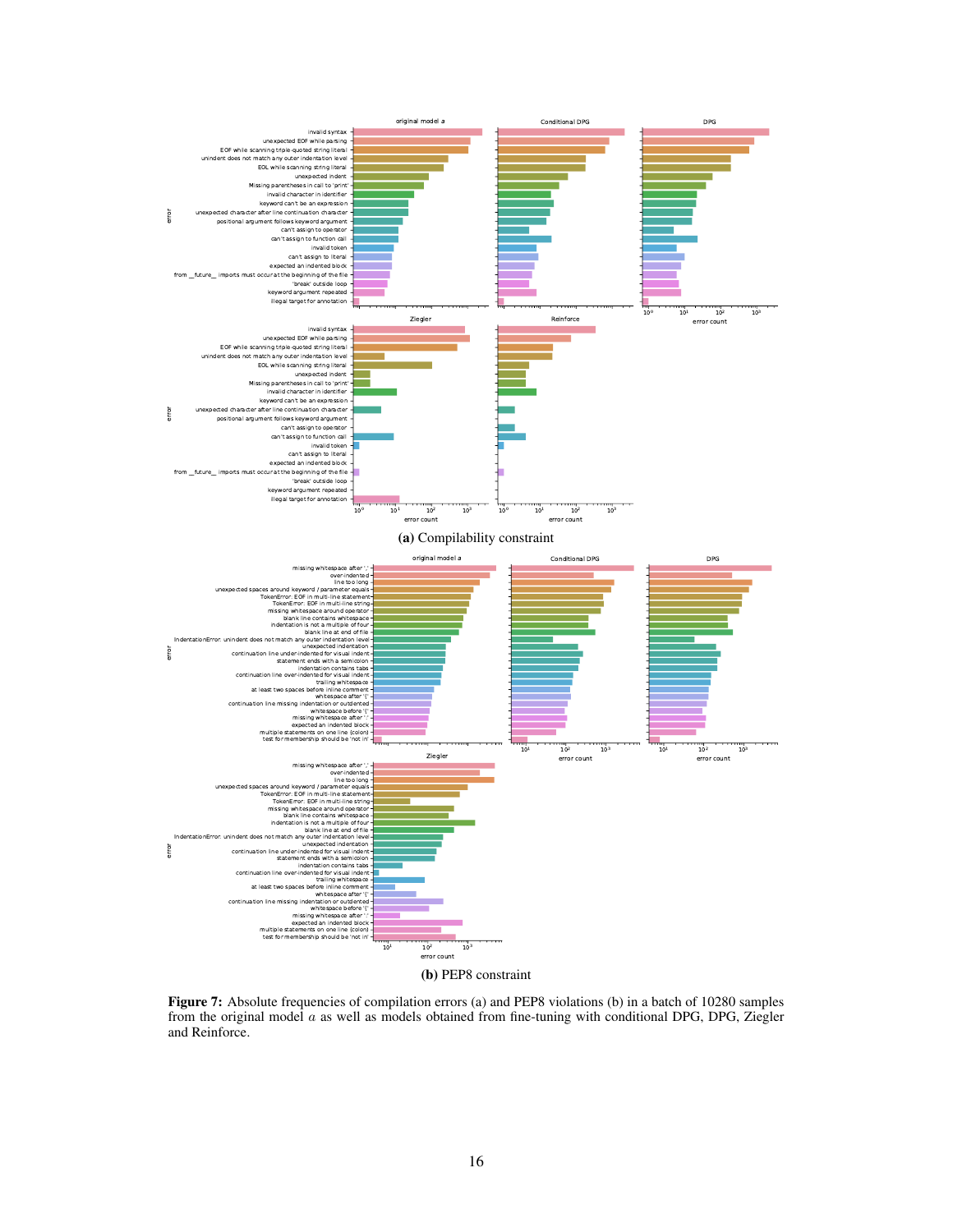(a) Compilability constraint

(b) PEP8 constraint

**Figure 7:** Absolute frequencies of compilation errors (a) and PEP8 violations (b) in a batch of 10280 samples from the original model $a$ as well as models obtained from fine-tuning with conditional DPG, DPG, Ziegler and Reinforce.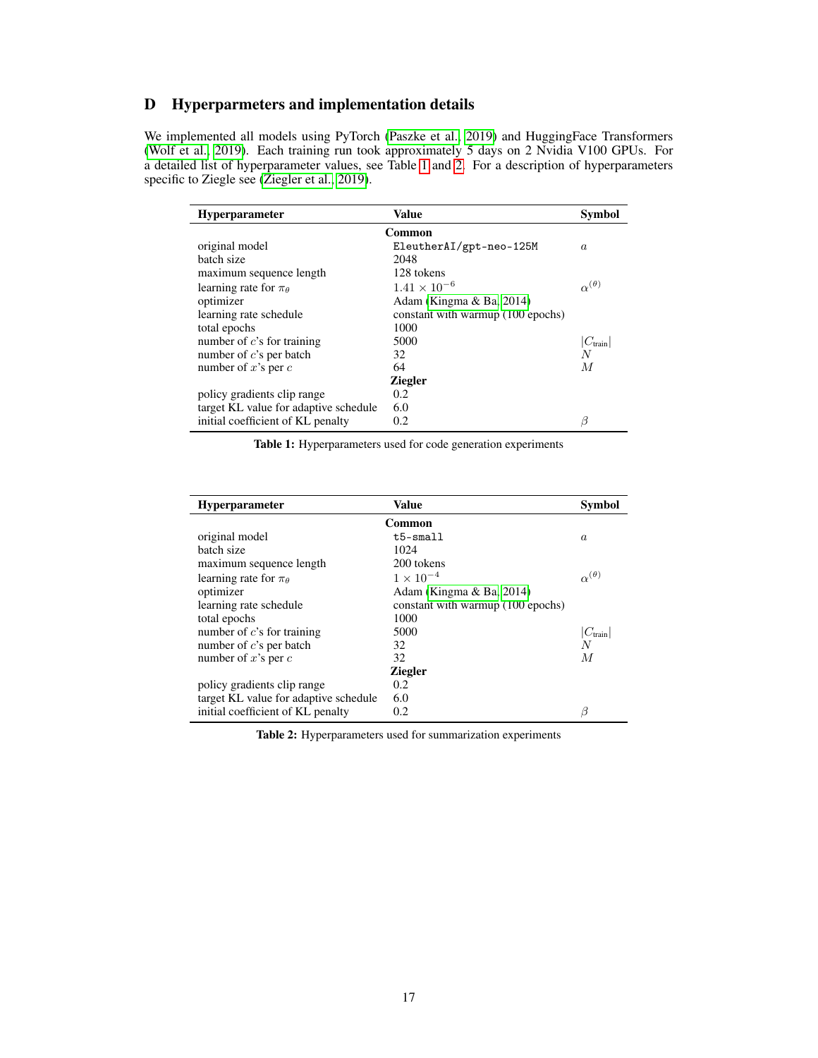# D Hyperparmeters and implementation details

We implemented all models using PyTorch (Paszke et al., 2019) and HuggingFace Transformers (Wolf et al., 2019). Each training run took approximately 5 days on 2 Nvidia V100 GPUs. For a detailed list of hyperparameter values, see Table 1 and 2. For a description of hyperparameters specific to Ziegle see (Ziegler et al., 2019).

| Hyperparameter | Value | Symbol |
|---|---|---|
| | **Common** | |
| original model | `EleutherAI/gpt-neo-125M` | $a$ |
| batch size | 2048 | |
| maximum sequence length | 128 tokens | |
| learning rate for $\pi_\theta$ | $1.41 \times 10^{-6}$ | $\alpha^{(\theta)}$ |
| optimizer | Adam (Kingma & Ba, 2014) | |
| learning rate schedule | constant with warmup (100 epochs) | |
| total epochs | 1000 | |
| number of $c$'s for training | 5000 | $\|C_{\text{train}}\|$ |
| number of $c$'s per batch | 32 | $N$ |
| number of $x$'s per $c$ | 64 | $M$ |
| | **Ziegler** | |
| policy gradients clip range | 0.2 | |
| target KL value for adaptive schedule | 6.0 | |
| initial coefficient of KL penalty | 0.2 | $\beta$ |

**Table 1:** Hyperparameters used for code generation experiments

| Hyperparameter | Value | Symbol |
|---|---|---|
| | **Common** | |
| original model | `t5-small` | $a$ |
| batch size | 1024 | |
| maximum sequence length | 200 tokens | |
| learning rate for $\pi_\theta$ | $1 \times 10^{-4}$ | $\alpha^{(\theta)}$ |
| optimizer | Adam (Kingma & Ba, 2014) | |
| learning rate schedule | constant with warmup (100 epochs) | |
| total epochs | 1000 | |
| number of $c$'s for training | 5000 | $\|C_{\text{train}}\|$ |
| number of $c$'s per batch | 32 | $N$ |
| number of $x$'s per $c$ | 32 | $M$ |
| | **Ziegler** | |
| policy gradients clip range | 0.2 | |
| target KL value for adaptive schedule | 6.0 | |
| initial coefficient of KL penalty | 0.2 | $\beta$ |

**Table 2:** Hyperparameters used for summarization experiments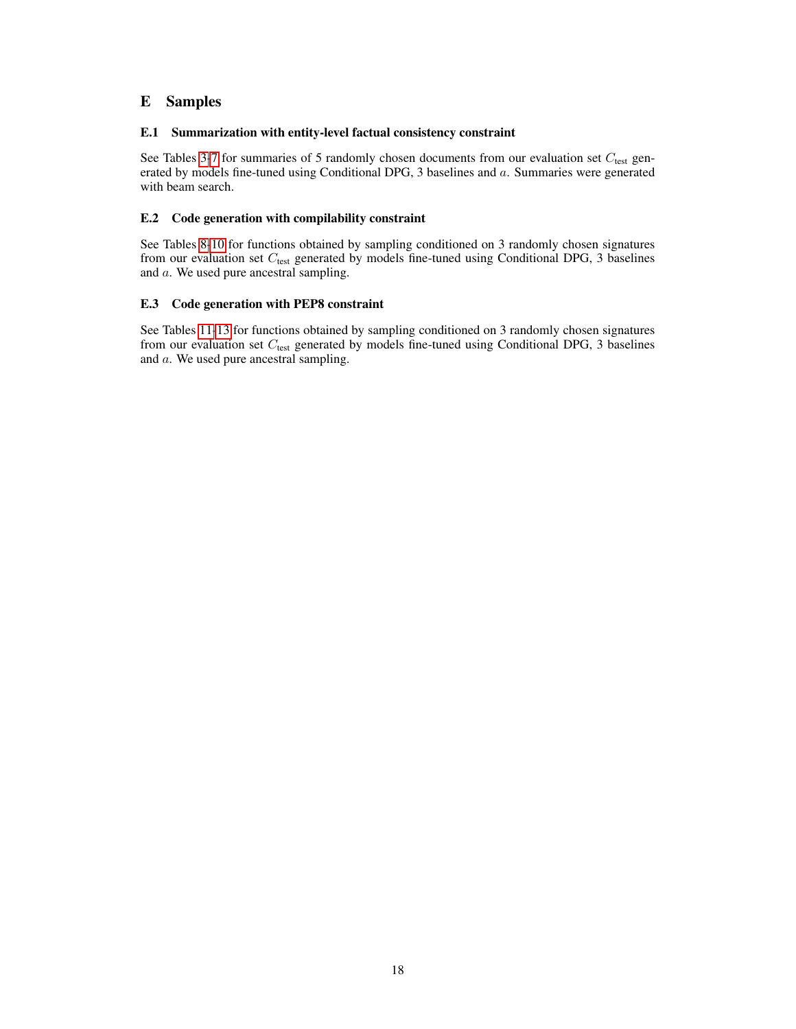# E Samples

## E.1 Summarization with entity-level factual consistency constraint

See Tables 3-7 for summaries of 5 randomly chosen documents from our evaluation set $C_{\text{test}}$ generated by models fine-tuned using Conditional DPG, 3 baselines and $a$. Summaries were generated with beam search.

## E.2 Code generation with compilability constraint

See Tables 8-10 for functions obtained by sampling conditioned on 3 randomly chosen signatures from our evaluation set $C_{\text{test}}$ generated by models fine-tuned using Conditional DPG, 3 baselines and $a$. We used pure ancestral sampling.

## E.3 Code generation with PEP8 constraint

See Tables 11-13 for functions obtained by sampling conditioned on 3 randomly chosen signatures from our evaluation set $C_{\text{test}}$ generated by models fine-tuned using Conditional DPG, 3 baselines and $a$. We used pure ancestral sampling.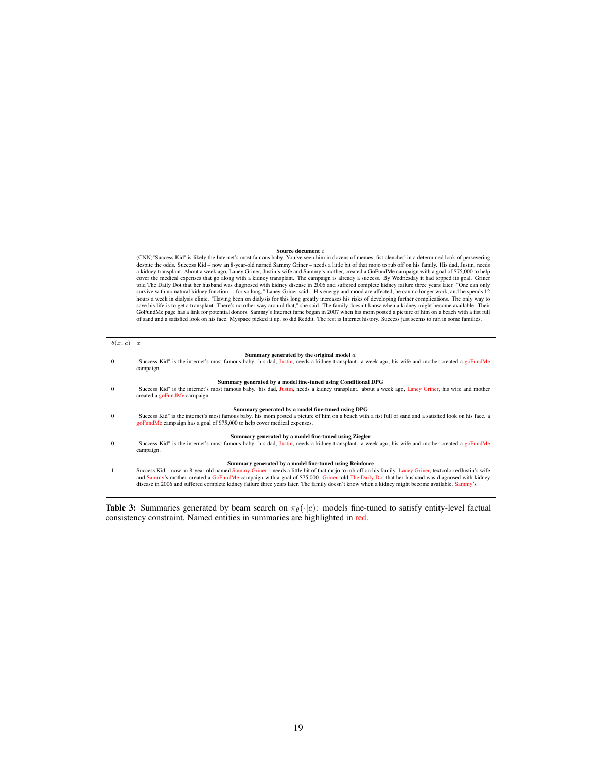**Source document $c$**

(CNN)"Success Kid" is likely the Internet's most famous baby. You've seen him in dozens of memes, fist clenched in a determined look of persevering despite the odds. Success Kid – now an 8-year-old named Sammy Griner – needs a little bit of that mojo to rub off on his family. His dad, Justin, needs a kidney transplant. About a week ago, Laney Griner, Justin's wife and Sammy's mother, created a GoFundMe campaign with a goal of $75,000 to help cover the medical expenses that go along with a kidney transplant. The campaign is already a success. By Wednesday it had topped its goal. Griner told The Daily Dot that her husband was diagnosed with kidney disease in 2006 and suffered complete kidney failure three years later. "One can only survive with no natural kidney function ... for so long," Laney Griner said. "His energy and mood are affected; he can no longer work, and he spends 12 hours a week in dialysis clinic. "Having been on dialysis for this long greatly increases his risks of developing further complications. The only way to save his life is to get a transplant. There's no other way around that," she said. The family doesn't know when a kidney might become available. Their GoFundMe page has a link for potential donors. Sammy's Internet fame began in 2007 when his mom posted a picture of him on a beach with a fist full of sand and a satisfied look on his face. Myspace picked it up, so did Reddit. The rest is Internet history. Success just seems to run in some families.

| $b(x,c)$ | $x$ |
|---|---|
| | **Summary generated by the original model $a$** |
| 0 | "Success Kid" is the internet's most famous baby. his dad, Justin, needs a kidney transplant. a week ago, his wife and mother created a goFundMe campaign. |
| | **Summary generated by a model fine-tuned using Conditional DPG** |
| 0 | "Success Kid" is the internet's most famous baby. his dad, Justin, needs a kidney transplant. about a week ago, Laney Griner, his wife and mother created a goFundMe campaign. |
| | **Summary generated by a model fine-tuned using DPG** |
| 0 | "Success Kid" is the internet's most famous baby. his mom posted a picture of him on a beach with a fist full of sand and a satisfied look on his face. a goFundMe campaign has a goal of $75,000 to help cover medical expenses. |
| | **Summary generated by a model fine-tuned using Ziegler** |
| 0 | "Success Kid" is the internet's most famous baby. his dad, Justin, needs a kidney transplant. a week ago, his wife and mother created a goFundMe campaign. |
| | **Summary generated by a model fine-tuned using Reinforce** |
| 1 | Success Kid – now an 8-year-old named Sammy Griner – needs a little bit of that mojo to rub off on his family. Laney Griner, textcolorredJustin's wife and Sammy's mother, created a GoFundMe campaign with a goal of $75,000. Griner told The Daily Dot that her husband was diagnosed with kidney disease in 2006 and suffered complete kidney failure three years later. The family doesn't know when a kidney might become available. Sammy's |

**Table 3:** Summaries generated by beam search on $\pi_\theta(\cdot|c)$: models fine-tuned to satisfy entity-level factual consistency constraint. Named entities in summaries are highlighted in red.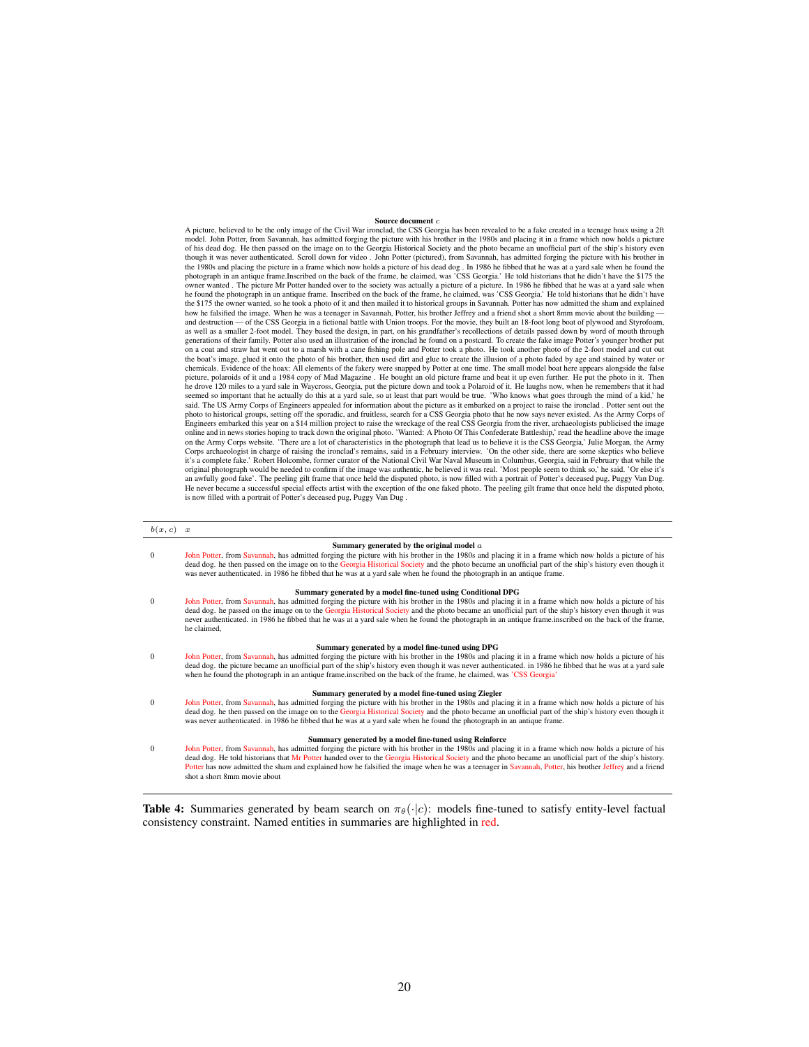**Source document $c$**

A picture, believed to be the only image of the Civil War ironclad, the CSS Georgia has been revealed to be a fake created in a teenage hoax using a 2ft model. John Potter, from Savannah, has admitted forging the picture with his brother in the 1980s and placing it in a frame which now holds a picture of his dead dog. He then passed on the image on to the Georgia Historical Society and the photo became an unofficial part of the ship's history even though it was never authenticated. Scroll down for video . John Potter (pictured), from Savannah, has admitted forging the picture with his brother in the 1980s and placing the picture in a frame which now holds a picture of his dead dog . In 1986 he fibbed that he was at a yard sale when he found the photograph in an antique frame.Inscribed on the back of the frame, he claimed, was 'CSS Georgia.' He told historians that he didn't have the $175 the owner wanted . The picture Mr Potter handed over to the society was actually a picture of a picture. In 1986 he fibbed that he was at a yard sale when he found the photograph in an antique frame. Inscribed on the back of the frame, he claimed, was 'CSS Georgia.' He told historians that he didn't have the $175 the owner wanted, so he took a photo of it and then mailed it to historical groups in Savannah. Potter has now admitted the sham and explained how he falsified the image. When he was a teenager in Savannah, Potter, his brother Jeffrey and a friend shot a short 8mm movie about the building — and destruction — of the CSS Georgia in a fictional battle with Union troops. For the movie, they built an 18-foot long boat of plywood and Styrofoam, as well as a smaller 2-foot model. They based the design, in part, on his grandfather's recollections of details passed down by word of mouth through generations of their family. Potter also used an illustration of the ironclad he found on a postcard. To create the fake image Potter's younger brother put on a coat and straw hat went out to a marsh with a cane fishing pole and Potter took a photo. He took another photo of the 2-foot model and cut out the boat's image, glued it onto the photo of his brother, then used dirt and glue to create the illusion of a photo faded by age and stained by water or chemicals. Evidence of the hoax: All elements of the fakery were snapped by Potter at one time. The small model boat here appears alongside the false picture, polaroids of it and a 1984 copy of Mad Magazine . He bought an old picture frame and beat it up even further. He put the photo in it. Then he drove 120 miles to a yard sale in Waycross, Georgia, put the picture down and took a Polaroid of it. He laughs now, when he remembers that it had seemed so important that he actually do this at a yard sale, so at least that part would be true. 'Who knows what goes through the mind of a kid,' he said. The US Army Corps of Engineers appealed for information about the picture as it embarked on a project to raise the ironclad . Potter sent out the photo to historical groups, setting off the sporadic, and fruitless, search for a CSS Georgia photo that he now says never existed. As the Army Corps of Engineers embarked this year on a $14 million project to raise the wreckage of the real CSS Georgia from the river, archaeologists publicised the image online and in news stories hoping to track down the original photo. 'Wanted: A Photo Of This Confederate Battleship,' read the headline above the image on the Army Corps website. 'There are a lot of characteristics in the photograph that lead us to believe it is the CSS Georgia,' Julie Morgan, the Army Corps archaeologist in charge of raising the ironclad's remains, said in a February interview. 'On the other side, there are some skeptics who believe it's a complete fake.' Robert Holcombe, former curator of the National Civil War Naval Museum in Columbus, Georgia, said in February that while the original photograph would be needed to confirm if the image was authentic, he believed it was real. 'Most people seem to think so,' he said. 'Or else it's an awfully good fake'. The peeling gilt frame that once held the disputed photo, is now filled with a portrait of Potter's deceased pug, Puggy Van Dug. He never became a successful special effects artist with the exception of the one faked photo. The peeling gilt frame that once held the disputed photo, is now filled with a portrait of Potter's deceased pug, Puggy Van Dug .

| $b(x, c)$ | $x$ |
|---|---|
| | **Summary generated by the original model $a$** |
| 0 | John Potter, from Savannah, has admitted forging the picture with his brother in the 1980s and placing it in a frame which now holds a picture of his dead dog. he then passed on the image on to the Georgia Historical Society and the photo became an unofficial part of the ship's history even though it was never authenticated. in 1986 he fibbed that he was at a yard sale when he found the photograph in an antique frame. |
| | **Summary generated by a model fine-tuned using Conditional DPG** |
| 0 | John Potter, from Savannah, has admitted forging the picture with his brother in the 1980s and placing it in a frame which now holds a picture of his dead dog. he passed on the image on to the Georgia Historical Society and the photo became an unofficial part of the ship's history even though it was never authenticated. in 1986 he fibbed that he was at a yard sale when he found the photograph in an antique frame.inscribed on the back of the frame, he claimed, |
| | **Summary generated by a model fine-tuned using DPG** |
| 0 | John Potter, from Savannah, has admitted forging the picture with his brother in the 1980s and placing it in a frame which now holds a picture of his dead dog. the picture became an unofficial part of the ship's history even though it was never authenticated. in 1986 he fibbed that he was at a yard sale when he found the photograph in an antique frame.inscribed on the back of the frame, he claimed, was 'CSS Georgia' |
| | **Summary generated by a model fine-tuned using Ziegler** |
| 0 | John Potter, from Savannah, has admitted forging the picture with his brother in the 1980s and placing it in a frame which now holds a picture of his dead dog. he then passed on the image on to the Georgia Historical Society and the photo became an unofficial part of the ship's history even though it was never authenticated. in 1986 he fibbed that he was at a yard sale when he found the photograph in an antique frame. |
| | **Summary generated by a model fine-tuned using Reinforce** |
| 0 | John Potter, from Savannah, has admitted forging the picture with his brother in the 1980s and placing it in a frame which now holds a picture of his dead dog. He told historians that Mr Potter handed over to the Georgia Historical Society and the photo became an unofficial part of the ship's history. Potter has now admitted the sham and explained how he falsified the image when he was a teenager in Savannah, Potter, his brother Jeffrey and a friend shot a short 8mm movie about |

**Table 4:** Summaries generated by beam search on $\pi_\theta(\cdot|c)$: models fine-tuned to satisfy entity-level factual consistency constraint. Named entities in summaries are highlighted in red.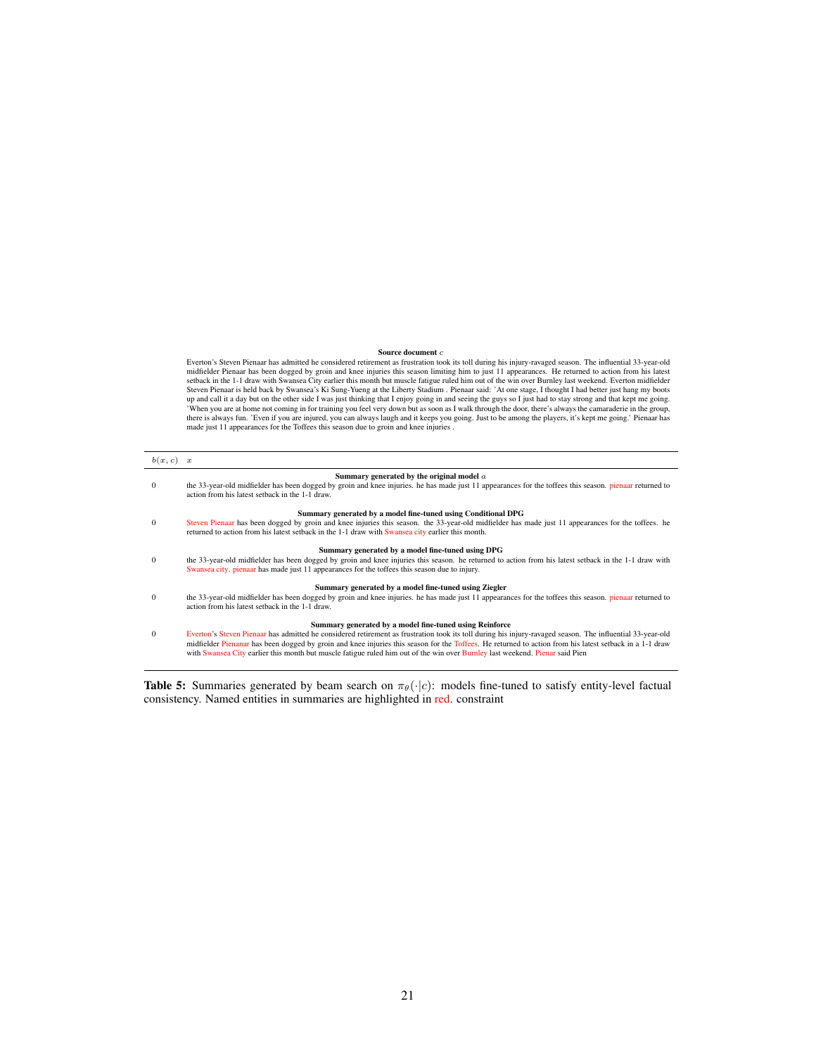**Source document $c$**

Everton's Steven Pienaar has admitted he considered retirement as frustration took its toll during his injury-ravaged season. The influential 33-year-old midfielder Pienaar has been dogged by groin and knee injuries this season limiting him to just 11 appearances. He returned to action from his latest setback in the 1-1 draw with Swansea City earlier this month but muscle fatigue ruled him out of the win over Burnley last weekend. Everton midfielder Steven Pienaar is held back by Swansea's Ki Sung-Yueng at the Liberty Stadium . Pienaar said: 'At one stage, I thought I had better just hang my boots up and call it a day but on the other side I was just thinking that I enjoy going in and seeing the guys so I just had to stay strong and that kept me going. 'When you are at home not coming in for training you feel very down but as soon as I walk through the door, there's always the camaraderie in the group, there is always fun. 'Even if you are injured, you can always laugh and it keeps you going. Just to be among the players, it's kept me going.' Pienaar has made just 11 appearances for the Toffees this season due to groin and knee injuries .

| $b(x, c)$ | $x$ |
|---|---|
| | **Summary generated by the original model $a$** |
| 0 | the 33-year-old midfielder has been dogged by groin and knee injuries. he has made just 11 appearances for the toffees this season. pienaar returned to action from his latest setback in the 1-1 draw. |
| | **Summary generated by a model fine-tuned using Conditional DPG** |
| 0 | Steven Pienaar has been dogged by groin and knee injuries this season. the 33-year-old midfielder has made just 11 appearances for the toffees. he returned to action from his latest setback in the 1-1 draw with Swansea city earlier this month. |
| | **Summary generated by a model fine-tuned using DPG** |
| 0 | the 33-year-old midfielder has been dogged by groin and knee injuries this season. he returned to action from his latest setback in the 1-1 draw with Swansea city. pienaar has made just 11 appearances for the toffees this season due to injury. |
| | **Summary generated by a model fine-tuned using Ziegler** |
| 0 | the 33-year-old midfielder has been dogged by groin and knee injuries. he has made just 11 appearances for the toffees this season. pienaar returned to action from his latest setback in the 1-1 draw. |
| | **Summary generated by a model fine-tuned using Reinforce** |
| 0 | Everton's Steven Pienaar has admitted he considered retirement as frustration took its toll during his injury-ravaged season. The influential 33-year-old midfielder Pienanar has been dogged by groin and knee injuries this season for the Toffees. He returned to action from his latest setback in a 1-1 draw with Swansea City earlier this month but muscle fatigue ruled him out of the win over Burnley last weekend. Pienar said Pien |

**Table 5:** Summaries generated by beam search on $\pi_\theta(\cdot|c)$: models fine-tuned to satisfy entity-level factual consistency. Named entities in summaries are highlighted in red. constraint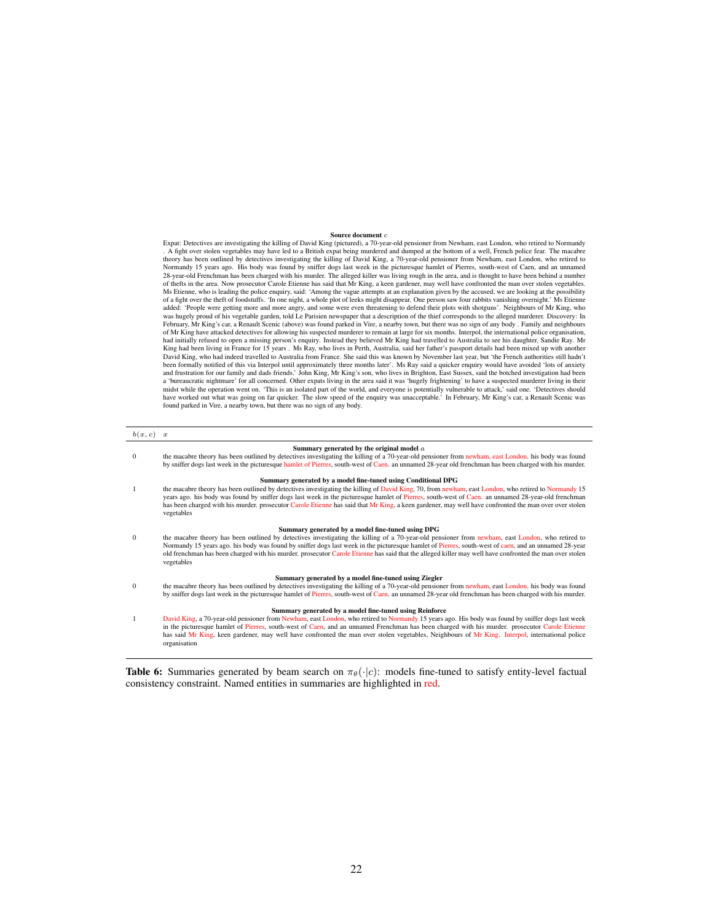**Source document $c$**

Expat: Detectives are investigating the killing of David King (pictured), a 70-year-old pensioner from Newham, east London, who retired to Normandy . A fight over stolen vegetables may have led to a British expat being murdered and dumped at the bottom of a well, French police fear. The macabre theory has been outlined by detectives investigating the killing of David King, a 70-year-old pensioner from Newham, east London, who retired to Normandy 15 years ago. His body was found by sniffer dogs last week in the picturesque hamlet of Pierres, south-west of Caen, and an unnamed 28-year-old Frenchman has been charged with his murder. The alleged killer was living rough in the area, and is thought to have been behind a number of thefts in the area. Now prosecutor Carole Etienne has said that Mr King, a keen gardener, may well have confronted the man over stolen vegetables. Ms Etienne, who is leading the police enquiry, said: 'Among the vague attempts at an explanation given by the accused, we are looking at the possibility of a fight over the theft of foodstuffs. 'In one night, a whole plot of leeks might disappear. One person saw four rabbits vanishing overnight.' Ms Etienne added: 'People were getting more and more angry, and some were even threatening to defend their plots with shotguns'. Neighbours of Mr King, who was hugely proud of his vegetable garden, told Le Parisien newspaper that a description of the thief corresponds to the alleged murderer. Discovery: In February, Mr King's car, a Renault Scenic (above) was found parked in Vire, a nearby town, but there was no sign of any body . Family and neighbours of Mr King have attacked detectives for allowing his suspected murderer to remain at large for six months. Interpol, the international police organisation, had initially refused to open a missing person's enquiry. Instead they believed Mr King had travelled to Australia to see his daughter, Sandie Ray. Mr King had been living in France for 15 years . Ms Ray, who lives in Perth, Australia, said her father's passport details had been mixed up with another David King, who had indeed travelled to Australia from France. She said this was known by November last year, but 'the French authorities still hadn't been formally notified of this via Interpol until approximately three months later'. Ms Ray said a quicker enquiry would have avoided 'lots of anxiety and frustration for our family and dads friends.' John King, Mr King's son, who lives in Brighton, East Sussex, said the botched investigation had been a 'bureaucratic nightmare' for all concerned. Other expats living in the area said it was 'hugely frightening' to have a suspected murderer living in their midst while the operation went on. 'This is an isolated part of the world, and everyone is potentially vulnerable to attack,' said one. 'Detectives should have worked out what was going on far quicker. The slow speed of the enquiry was unacceptable.' In February, Mr King's car, a Renault Scenic was found parked in Vire, a nearby town, but there was no sign of any body.

| $b(x,c)$ | $x$ |
|---|---|
| | **Summary generated by the original model $a$** |
| 0 | the macabre theory has been outlined by detectives investigating the killing of a 70-year-old pensioner from newham, east London. his body was found by sniffer dogs last week in the picturesque hamlet of Pierres, south-west of Caen. an unnamed 28-year old frenchman has been charged with his murder. |
| | **Summary generated by a model fine-tuned using Conditional DPG** |
| 1 | the macabre theory has been outlined by detectives investigating the killing of David King, 70, from newham, east London, who retired to Normandy 15 years ago. his body was found by sniffer dogs last week in the picturesque hamlet of Pierres, south-west of Caen. an unnamed 28-year-old frenchman has been charged with his murder. prosecutor Carole Etienne has said that Mr King, a keen gardener, may well have confronted the man over over stolen vegetables |
| | **Summary generated by a model fine-tuned using DPG** |
| 0 | the macabre theory has been outlined by detectives investigating the killing of a 70-year-old pensioner from newham, east London, who retired to Normandy 15 years ago. his body was found by sniffer dogs last week in the picturesque hamlet of Pierres, south-west of caen, and an unnamed 28-year old frenchman has been charged with his murder. prosecutor Carole Etienne has said that the alleged killer may well have confronted the man over stolen vegetables |
| | **Summary generated by a model fine-tuned using Ziegler** |
| 0 | the macabre theory has been outlined by detectives investigating the killing of a 70-year-old pensioner from newham, east London. his body was found by sniffer dogs last week in the picturesque hamlet of Pierres, south-west of Caen. an unnamed 28-year old frenchman has been charged with his murder. |
| | **Summary generated by a model fine-tuned using Reinforce** |
| 1 | David King, a 70-year-old pensioner from Newham, east London, who retired to Normandy 15 years ago. His body was found by sniffer dogs last week in the picturesque hamlet of Pierres, south-west of Caen, and an unnamed Frenchman has been charged with his murder. prosecutor Carole Etienne has said Mr King, keen gardener, may well have confronted the man over stolen vegetables, Neighbours of Mr King. Interpol, international police organisation |

**Table 6:** Summaries generated by beam search on $\pi_\theta(\cdot|c)$: models fine-tuned to satisfy entity-level factual consistency constraint. Named entities in summaries are highlighted in red.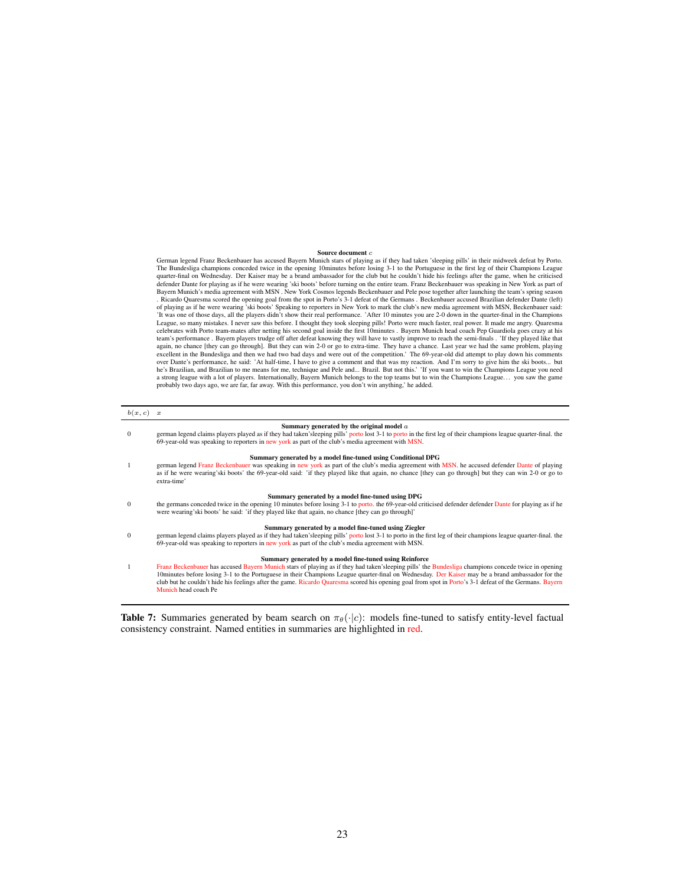**Source document $c$**

German legend Franz Beckenbauer has accused Bayern Munich stars of playing as if they had taken 'sleeping pills' in their midweek defeat by Porto. The Bundesliga champions conceded twice in the opening 10minutes before losing 3-1 to the Portuguese in the first leg of their Champions League quarter-final on Wednesday. Der Kaiser may be a brand ambassador for the club but he couldn't hide his feelings after the game, when he criticised defender Dante for playing as if he were wearing 'ski boots' before turning on the entire team. Franz Beckenbauer was speaking in New York as part of Bayern Munich's media agreement with MSN . New York Cosmos legends Beckenbauer and Pele pose together after launching the team's spring season . Ricardo Quaresma scored the opening goal from the spot in Porto's 3-1 defeat of the Germans . Beckenbauer accused Brazilian defender Dante (left) of playing as if he were wearing 'ski boots' Speaking to reporters in New York to mark the club's new media agreement with MSN, Beckenbauer said: 'It was one of those days, all the players didn't show their real performance. 'After 10 minutes you are 2-0 down in the quarter-final in the Champions League, so many mistakes. I never saw this before. I thought they took sleeping pills! Porto were much faster, real power. It made me angry. Quaresma celebrates with Porto team-mates after netting his second goal inside the first 10minutes . Bayern Munich head coach Pep Guardiola goes crazy at his team's performance . Bayern players trudge off after defeat knowing they will have to vastly improve to reach the semi-finals . 'If they played like that again, no chance [they can go through]. But they can win 2-0 or go to extra-time. They have a chance. Last year we had the same problem, playing excellent in the Bundesliga and then we had two bad days and were out of the competition.' The 69-year-old did attempt to play down his comments over Dante's performance, he said: 'At half-time, I have to give a comment and that was my reaction. And I'm sorry to give him the ski boots... but he's Brazilian, and Brazilian to me means for me, technique and Pele and... Brazil. But not this.' 'If you want to win the Champions League you need a strong league with a lot of players. Internationally, Bayern Munich belongs to the top teams but to win the Champions League... you saw the game probably two days ago, we are far, far away. With this performance, you don't win anything,' he added.

| $b(x,c)$ | $x$ |
|---|---|
| | **Summary generated by the original model $a$** |
| 0 | german legend claims players played as if they had taken'sleeping pills' porto lost 3-1 to porto in the first leg of their champions league quarter-final. the 69-year-old was speaking to reporters in new york as part of the club's media agreement with MSN. |
| | **Summary generated by a model fine-tuned using Conditional DPG** |
| 1 | german legend Franz Beckenbauer was speaking in new york as part of the club's media agreement with MSN. he accused defender Dante of playing as if he were wearing'ski boots' the 69-year-old said: 'if they played like that again, no chance [they can go through] but they can win 2-0 or go to extra-time' |
| | **Summary generated by a model fine-tuned using DPG** |
| 0 | the germans conceded twice in the opening 10 minutes before losing 3-1 to porto. the 69-year-old criticised defender defender Dante for playing as if he were wearing'ski boots' he said: 'if they played like that again, no chance [they can go through]' |
| | **Summary generated by a model fine-tuned using Ziegler** |
| 0 | german legend claims players played as if they had taken'sleeping pills' porto lost 3-1 to porto in the first leg of their champions league quarter-final. the 69-year-old was speaking to reporters in new york as part of the club's media agreement with MSN. |
| | **Summary generated by a model fine-tuned using Reinforce** |
| 1 | Franz Beckenbauer has accused Bayern Munich stars of playing as if they had taken'sleeping pills' the Bundesliga champions concede twice in opening 10minutes before losing 3-1 to the Portuguese in their Champions League quarter-final on Wednesday. Der Kaiser may be a brand ambassador for the club but he couldn't hide his feelings after the game. Ricardo Quaresma scored his opening goal from spot in Porto's 3-1 defeat of the Germans. Bayern Munich head coach Pe |

**Table 7:** Summaries generated by beam search on $\pi_\theta(\cdot|c)$: models fine-tuned to satisfy entity-level factual consistency constraint. Named entities in summaries are highlighted in red.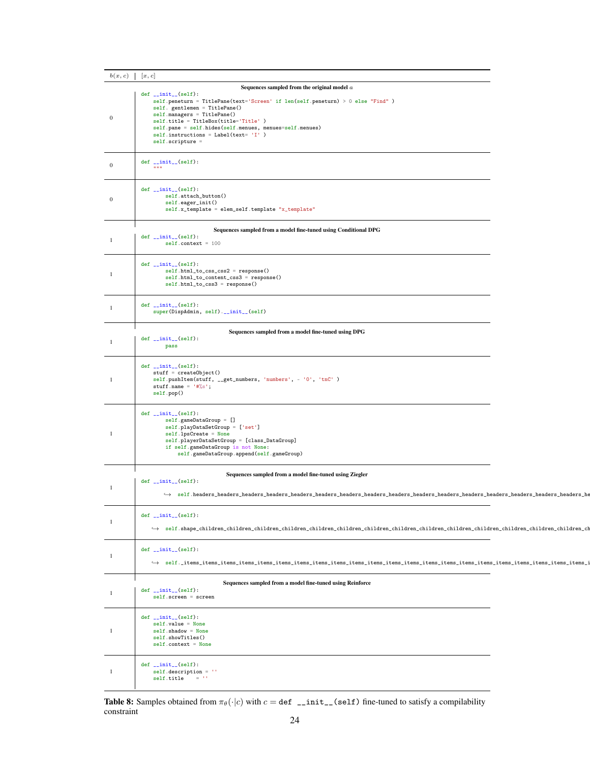| $b(x, c)$ | $[x, c]$ |
|---|---|
| | **Sequences sampled from the original model $a$** |
| 0 | <pre>def \_\_init\_\_(self):<br>    self.peneturn = TitlePane(text='Screen' if len(self.peneturn) > 0 else "Find" )<br>    self. gentlemen = TitlePane()<br>    self.managers = TitlePane()<br>    self.title = TitleBox(title='Title' )<br>    self.pane = self.hides(self.menues, menues=self.menues)<br>    self.instructions = Label(text= 'I' )<br>    self.scripture =</pre> |
| 0 | <pre>def \_\_init\_\_(self):<br>    """</pre> |
| 0 | <pre>def \_\_init\_\_(self):<br>        self.attach_button()<br>        self.eager_init()<br>        self.x_template = elem_self.template "x_template"</pre> |
| | **Sequences sampled from a model fine-tuned using Conditional DPG** |
| 1 | <pre>def \_\_init\_\_(self):<br>        self.context = 100</pre> |
| 1 | <pre>def \_\_init\_\_(self):<br>        self.html_to_css_css2 = response()<br>        self.html_to_content_css3 = response()<br>        self.html_to_css3 = response()</pre> |
| 1 | <pre>def \_\_init\_\_(self):<br>    super(DispAdmin, self).\_\_init\_\_(self)</pre> |
| | **Sequences sampled from a model fine-tuned using DPG** |
| 1 | <pre>def \_\_init\_\_(self):<br>        pass</pre> |
| 1 | <pre>def \_\_init\_\_(self):<br>    stuff = createObject()<br>    self.pushItem(stuff, \_\_get_numbers, 'numbers', - '0', 'tnC' )<br>    stuff.name = '#%s';<br>    self.pop()</pre> |
| 1 | <pre>def \_\_init\_\_(self):<br>        self.gameDataGroup = []<br>        self.playDataSetGroup = ['set']<br>        self.lpsCreate = None<br>        self.playerDataSetGroup = [class_DataGroup]<br>        if self.gameDataGroup is not None:<br>            self.gameDataGroup.append(self.gameGroup)</pre> |
| | **Sequences sampled from a model fine-tuned using Ziegler** |
| 1 | <pre>def \_\_init\_\_(self):<br>      ↪  self.headers_headers_headers_headers_headers_headers_headers_headers_headers_headers_headers_headers_headers_headers_headers_headers_he</pre> |
| 1 | <pre>def \_\_init\_\_(self):<br>    ↪  self.shape_children_children_children_children_children_children_children_children_children_children_children_children_children_children_ch</pre> |
| 1 | <pre>def \_\_init\_\_(self):<br>    ↪  self._items_items_items_items_items_items_items_items_items_items_items_items_items_items_items_items_items_items_items_items_items_i</pre> |
| | **Sequences sampled from a model fine-tuned using Reinforce** |
| 1 | <pre>def \_\_init\_\_(self):<br>    self.screen = screen</pre> |
| 1 | <pre>def \_\_init\_\_(self):<br>    self.value = None<br>    self.shadow = None<br>    self.showTitles()<br>    self.context = None</pre> |
| 1 | <pre>def \_\_init\_\_(self):<br>    self.description = ''<br>    self.title    = ''</pre> |

**Table 8:** Samples obtained from $\pi_\theta(\cdot|c)$ with $c =$ `def __init__(self)` fine-tuned to satisfy a compilability constraint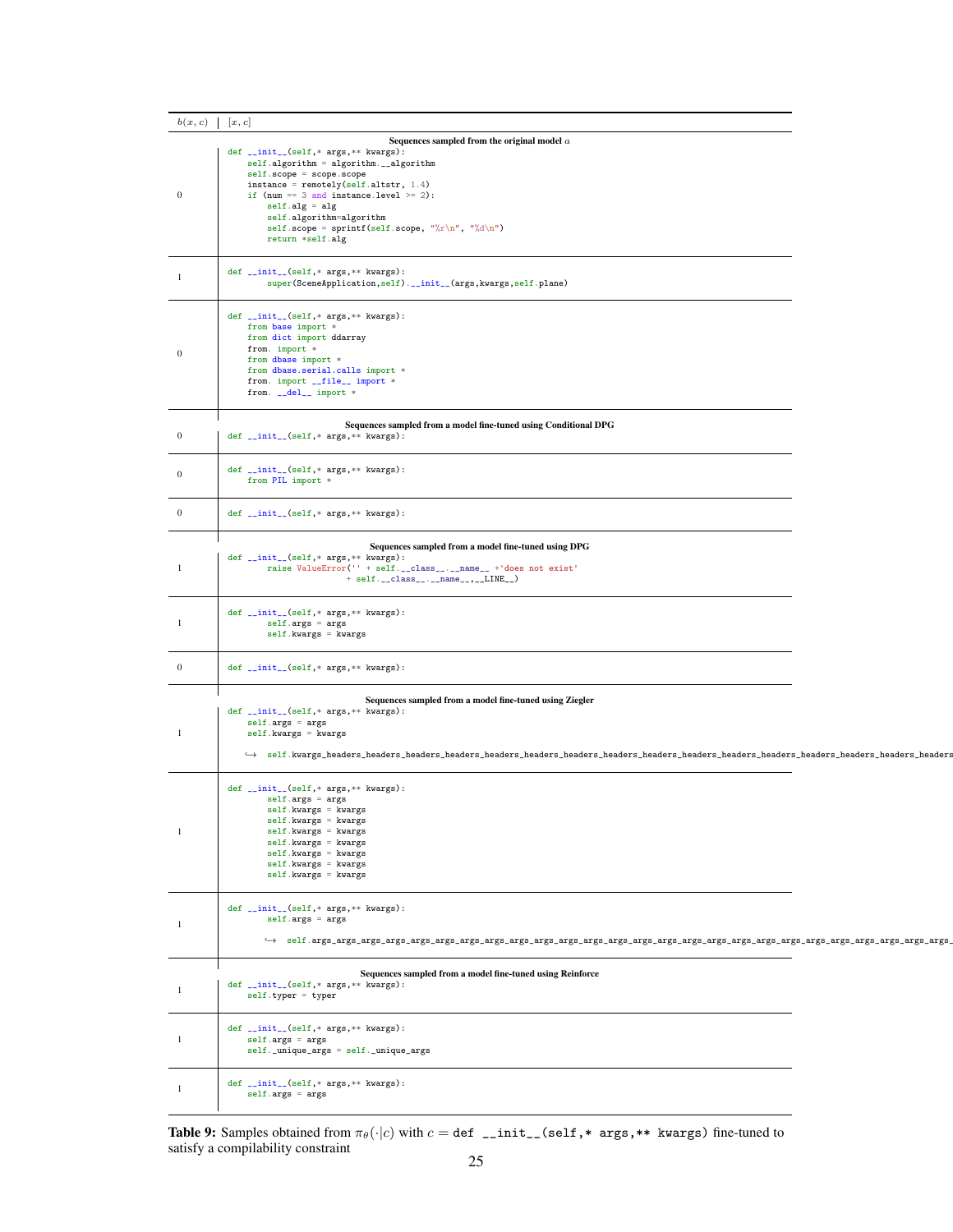| $b(x,c)$ | $[x,c]$ |
|---|---|
| | **Sequences sampled from the original model $a$** |
| 0 | `def __init__(self,* args,** kwargs):`<br>`    self.algorithm = algorithm.__algorithm`<br>`    self.scope = scope.scope`<br>`    instance = remotely(self.altstr, 1.4)`<br>`    if (num == 3 and instance.level >= 2):`<br>`        self.alg = alg`<br>`        self.algorithm=algorithm`<br>`        self.scope = sprintf(self.scope, "%r\n", "%d\n")`<br>`        return *self.alg` |
| 1 | `def __init__(self,* args,** kwargs):`<br>`        super(SceneApplication,self).__init__(args,kwargs,self.plane)` |
| 0 | `def __init__(self,* args,** kwargs):`<br>`    from base import *`<br>`    from dict import ddarray`<br>`    from. import *`<br>`    from dbase import *`<br>`    from dbase.serial.calls import *`<br>`    from. import __file__ import *`<br>`    from. __del__ import *` |
| | **Sequences sampled from a model fine-tuned using Conditional DPG** |
| 0 | `def __init__(self,* args,** kwargs):` |
| 0 | `def __init__(self,* args,** kwargs):`<br>`    from PIL import *` |
| 0 | `def __init__(self,* args,** kwargs):` |
| | **Sequences sampled from a model fine-tuned using DPG** |
| 1 | `def __init__(self,* args,** kwargs):`<br>`        raise ValueError('' + self.__class__.__name__ +'does not exist'`<br>`                        + self.__class__.__name__,__LINE__)` |
| 1 | `def __init__(self,* args,** kwargs):`<br>`        self.args = args`<br>`        self.kwargs = kwargs` |
| 0 | `def __init__(self,* args,** kwargs):` |
| | **Sequences sampled from a model fine-tuned using Ziegler** |
| 1 | `def __init__(self,* args,** kwargs):`<br>`    self.args = args`<br>`    self.kwargs = kwargs`<br><br>`    ↪ self.kwargs_headers_headers_headers_headers_headers_headers_headers_headers_headers_headers_headers_headers_headers_headers_headers_headers` |
| 1 | `def __init__(self,* args,** kwargs):`<br>`        self.args = args`<br>`        self.kwargs = kwargs`<br>`        self.kwargs = kwargs`<br>`        self.kwargs = kwargs`<br>`        self.kwargs = kwargs`<br>`        self.kwargs = kwargs`<br>`        self.kwargs = kwargs`<br>`        self.kwargs = kwargs` |
| 1 | `def __init__(self,* args,** kwargs):`<br>`        self.args = args`<br><br>`        ↪ self.args_args_args_args_args_args_args_args_args_args_args_args_args_args_args_args_args_args_args_args_args_args_args_args_args_args_args_` |
| | **Sequences sampled from a model fine-tuned using Reinforce** |
| 1 | `def __init__(self,* args,** kwargs):`<br>`    self.typer = typer` |
| 1 | `def __init__(self,* args,** kwargs):`<br>`    self.args = args`<br>`    self._unique_args = self._unique_args` |
| 1 | `def __init__(self,* args,** kwargs):`<br>`    self.args = args` |

**Table 9:** Samples obtained from $\pi_\theta(\cdot|c)$ with $c =$ `def __init__(self,* args,** kwargs)` fine-tuned to satisfy a compilability constraint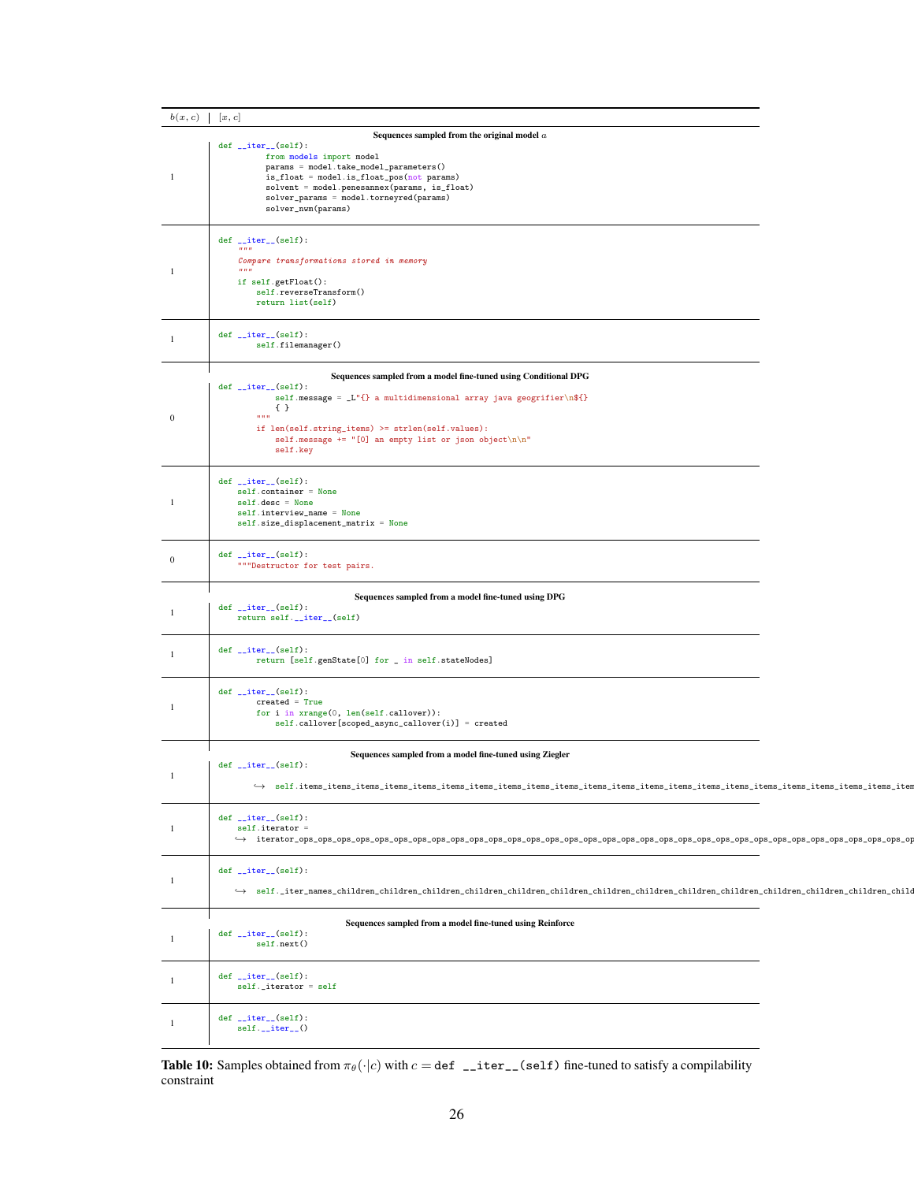| $b(x, c)$ | $[x, c]$ |
|---|---|
| | **Sequences sampled from the original model $a$** |
| 1 | <pre>def \_\_iter\_\_(self):<br>        from models import model<br>        params = model.take_model_parameters()<br>        is_float = model.is_float_pos(not params)<br>        solvent = model.penesannex(params, is_float)<br>        solver_params = model.torneyred(params)<br>        solver_nwm(params)</pre> |
| 1 | <pre>def \_\_iter\_\_(self):<br>    """<br>    Compare transformations stored in memory<br>    """<br>    if self.getFloat():<br>        self.reverseTransform()<br>        return list(self)</pre> |
| 1 | <pre>def \_\_iter\_\_(self):<br>        self.filemanager()</pre> |
| | **Sequences sampled from a model fine-tuned using Conditional DPG** |
| 0 | <pre>def \_\_iter\_\_(self):<br>            self.message = \_L"{} a multidimensional array java geogrifier\n${}<br>            { }<br>        """<br>        if len(self.string_items) >= strlen(self.values):<br>            self.message += "[0] an empty list or json object\n\n"<br>            self.key</pre> |
| 1 | <pre>def \_\_iter\_\_(self):<br>    self.container = None<br>    self.desc = None<br>    self.interview_name = None<br>    self.size_displacement_matrix = None</pre> |
| 0 | <pre>def \_\_iter\_\_(self):<br>    """Destructor for test pairs.</pre> |
| | **Sequences sampled from a model fine-tuned using DPG** |
| 1 | <pre>def \_\_iter\_\_(self):<br>    return self.\_\_iter\_\_(self)</pre> |
| 1 | <pre>def \_\_iter\_\_(self):<br>        return [self.genState[0] for _ in self.stateNodes]</pre> |
| 1 | <pre>def \_\_iter\_\_(self):<br>        created = True<br>        for i in xrange(0, len(self.callover)):<br>            self.callover[scoped_async_callover(i)] = created</pre> |
| | **Sequences sampled from a model fine-tuned using Ziegler** |
| 1 | <pre>def \_\_iter\_\_(self):<br><br>       ↪  self.items_items_items_items_items_items_items_items_items_items_items_items_items_items_items_items_items_items_items_items_items_item</pre> |
| 1 | <pre>def \_\_iter\_\_(self):<br>    self.iterator =<br>    ↪  iterator_ops_ops_ops_ops_ops_ops_ops_ops_ops_ops_ops_ops_ops_ops_ops_ops_ops_ops_ops_ops_ops_ops_ops_ops_ops_ops_ops_ops_ops_ops_op</pre> |
| 1 | <pre>def \_\_iter\_\_(self):<br><br>    ↪  self._iter_names_children_children_children_children_children_children_children_children_children_children_children_children_children_child</pre> |
| | **Sequences sampled from a model fine-tuned using Reinforce** |
| 1 | <pre>def \_\_iter\_\_(self):<br>        self.next()</pre> |
| 1 | <pre>def \_\_iter\_\_(self):<br>    self._iterator = self</pre> |
| 1 | <pre>def \_\_iter\_\_(self):<br>    self.\_\_iter\_\_()</pre> |

**Table 10:** Samples obtained from $\pi_\theta(\cdot|c)$ with $c =$ `def __iter__(self)` fine-tuned to satisfy a compilability constraint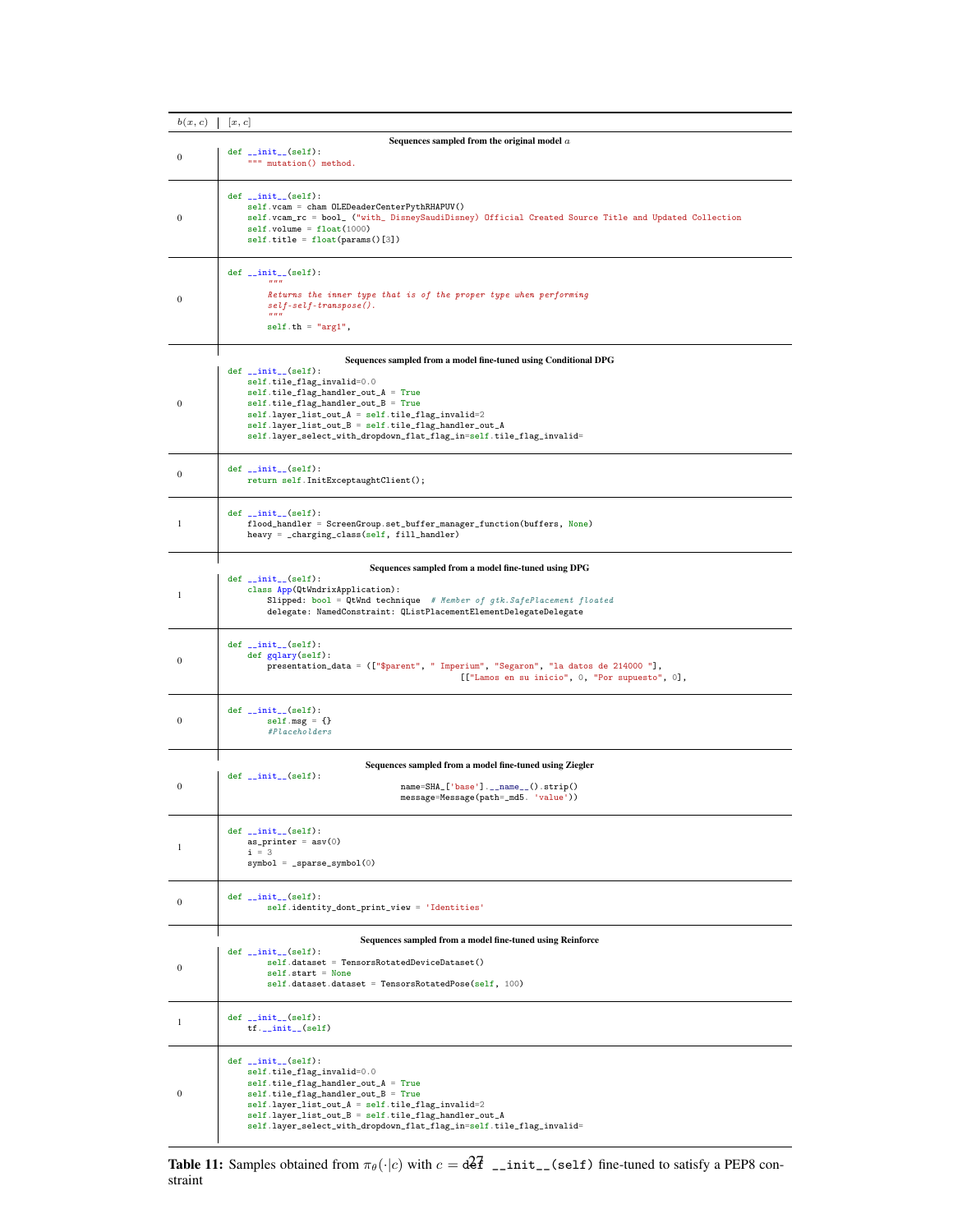| $b(x, c)$ | $[x, c]$ |
|---|---|
| | **Sequences sampled from the original model $a$** |
| 0 | `def __init__(self):`<br>`    """ mutation() method.` |
| 0 | `def __init__(self):`<br>`    self.vcam = cham OLEDeaderCenterPythRHAPUV()`<br>`    self.vcam_rc = bool_ ("with_ DisneySaudiDisney) Official Created Source Title and Updated Collection`<br>`    self.volume = float(1000)`<br>`    self.title = float(params()[3])` |
| 0 | `def __init__(self):`<br>`        """`<br>`        Returns the inner type that is of the proper type when performing`<br>`        self-self-transpose().`<br>`        """`<br>`        self.th = "arg1",` |
| | **Sequences sampled from a model fine-tuned using Conditional DPG** |
| 0 | `def __init__(self):`<br>`    self.tile_flag_invalid=0.0`<br>`    self.tile_flag_handler_out_A = True`<br>`    self.tile_flag_handler_out_B = True`<br>`    self.layer_list_out_A = self.tile_flag_invalid=2`<br>`    self.layer_list_out_B = self.tile_flag_handler_out_A`<br>`    self.layer_select_with_dropdown_flat_flag_in=self.tile_flag_invalid=` |
| 0 | `def __init__(self):`<br>`    return self.InitExceptaughtClient();` |
| 1 | `def __init__(self):`<br>`    flood_handler = ScreenGroup.set_buffer_manager_function(buffers, None)`<br>`    heavy = _charging_class(self, fill_handler)` |
| | **Sequences sampled from a model fine-tuned using DPG** |
| 1 | `def __init__(self):`<br>`    class App(QtWndrixApplication):`<br>`        Slipped: bool = QtWnd technique  # Member of gtk.SafePlacement floated`<br>`        delegate: NamedConstraint: QListPlacementElementDelegateDelegate` |
| 0 | `def __init__(self):`<br>`    def gqlary(self):`<br>`        presentation_data = (["$parent", " Imperium", "Segaron", "la datos de 214000 "],`<br>`                                                [["Lamos en su inicio", 0, "Por supuesto", 0],` |
| 0 | `def __init__(self):`<br>`        self.msg = {}`<br>`        #Placeholders` |
| | **Sequences sampled from a model fine-tuned using Ziegler** |
| 0 | `def __init__(self):`<br>`                                    name=SHA_['base'].__name__().strip()`<br>`                                    message=Message(path=_md5. 'value'))` |
| 1 | `def __init__(self):`<br>`    as_printer = asv(0)`<br>`    i = 3`<br>`    symbol = _sparse_symbol(0)` |
| 0 | `def __init__(self):`<br>`        self.identity_dont_print_view = 'Identities'` |
| | **Sequences sampled from a model fine-tuned using Reinforce** |
| 0 | `def __init__(self):`<br>`        self.dataset = TensorsRotatedDeviceDataset()`<br>`        self.start = None`<br>`        self.dataset.dataset = TensorsRotatedPose(self, 100)` |
| 1 | `def __init__(self):`<br>`    tf.__init__(self)` |
| 0 | `def __init__(self):`<br>`    self.tile_flag_invalid=0.0`<br>`    self.tile_flag_handler_out_A = True`<br>`    self.tile_flag_handler_out_B = True`<br>`    self.layer_list_out_A = self.tile_flag_invalid=2`<br>`    self.layer_list_out_B = self.tile_flag_handler_out_A`<br>`    self.layer_select_with_dropdown_flat_flag_in=self.tile_flag_invalid=` |

**Table 11:** Samples obtained from $\pi_\theta(\cdot|c)$ with $c =$ `def __init__(self)` fine-tuned to satisfy a PEP8 constraint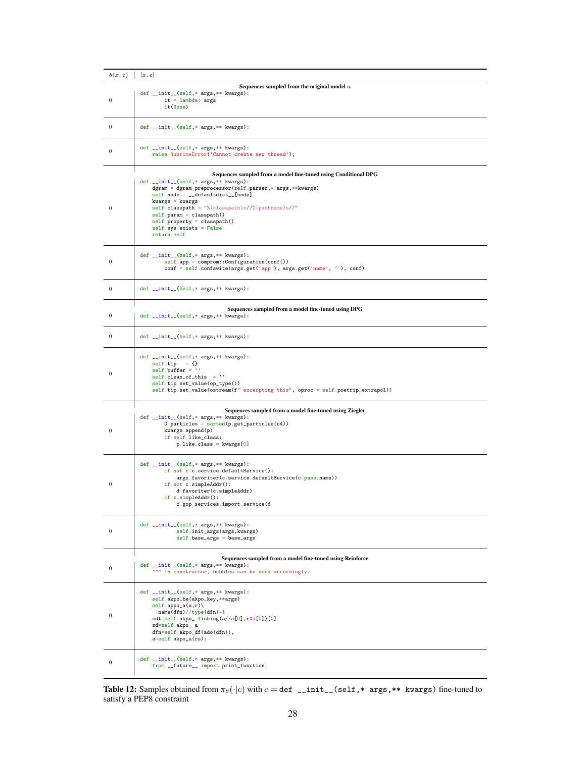| $b(x, c)$ | $[x, c]$ |
|---|---|
| | **Sequences sampled from the original model $a$** |
| 0 | `def __init__(self,* args,** kwargs):`<br>`        it = lambda: args`<br>`        it(None)` |
| 0 | `def __init__(self,* args,** kwargs):` |
| 0 | `def __init__(self,* args,** kwargs):`<br>`    raise RuntimeError('Cannot create new thread');` |
| | **Sequences sampled from a model fine-tuned using Conditional DPG** |
| 0 | `def __init__(self,* args,** kwargs):`<br>`    dgram = dgram_preprocessor(self.parser,* args,**kwargs)`<br>`    self.node = __defaultdict__[node]`<br>`    kwargs = kwargs`<br>`    self.classpath = "%(classpath)s//%(pathname)s//"`<br>`    self.param = classpath()`<br>`    self.property = classpath()`<br>`    self.sys.exists = False`<br>`    return self` |
| 0 | `def __init__(self,* args,** kwargs):`<br>`        self.app = comprom::Configuration(conf())`<br>`        conf = self.confswite(args.get('app'), args.get('name', ''), conf)` |
| 0 | `def __init__(self,* args,** kwargs):` |
| | **Sequences sampled from a model fine-tuned using DPG** |
| 0 | `def __init__(self,* args,** kwargs):` |
| 0 | `def __init__(self,* args,** kwargs):` |
| 0 | `def __init__(self,* args,** kwargs):`<br>`    self.tip   = {}`<br>`    self.buffer = ''`<br>`    self.clean_of_this  = ''`<br>`    self.tip.set_value(op_type())`<br>`    self.tip.set_value(ostream(f" excerpting this", oproc = self.poetrip_extrapol))` |
| | **Sequences sampled from a model fine-tuned using Ziegler** |
| 0 | `def __init__(self,* args,** kwargs):`<br>`        U particles = sorted(p.get_particles(c4))`<br>`        kwargs.append(p)`<br>`        if self.like_class:`<br>`            p.like_class = kwargs[0]` |
| 0 | `def __init__(self,* args,** kwargs):`<br>`        if not c.c.service.defaultService():`<br>`            args.favoriter(c.service.defaultService(c.pass.name))`<br>`        if not c.simpleAddr():`<br>`            d.favoriter(c.simpleAddr)`<br>`        if c.simpleAddr():`<br>`            c.gop.services.import_service(d` |
| 0 | `def __init__(self,* args,** kwargs):`<br>`            self.init_args(args,kwargs)`<br>`            self.base_args = base_args` |
| | **Sequences sampled from a model fine-tuned using Reinforce** |
| 0 | `def __init__(self,* args,** kwargs):`<br>`    """ In constructor, bubbles can be used accordingly.` |
| 0 | `def __init__(self,* args,** kwargs):`<br>`    self.akpo_be(akpo_key,**args)`<br>`    self.appo_a(a,r)\`<br>`     .name(dfn)//type(dfn)-1`<br>`    sdt=self.akpo_ fishing(a//a[0],r@a[0])[0]`<br>`    sd=self.akpo_ a`<br>`    dfn=self.akpo_df(ado(dfn)),`<br>`    a=self.akpo_a(rs):` |
| 0 | `def __init__(self,* args,** kwargs):`<br>`    from __future__ import print_function` |

**Table 12:** Samples obtained from $\pi_\theta(\cdot|c)$ with $c =$ `def __init__(self,* args,** kwargs)` fine-tuned to satisfy a PEP8 constraint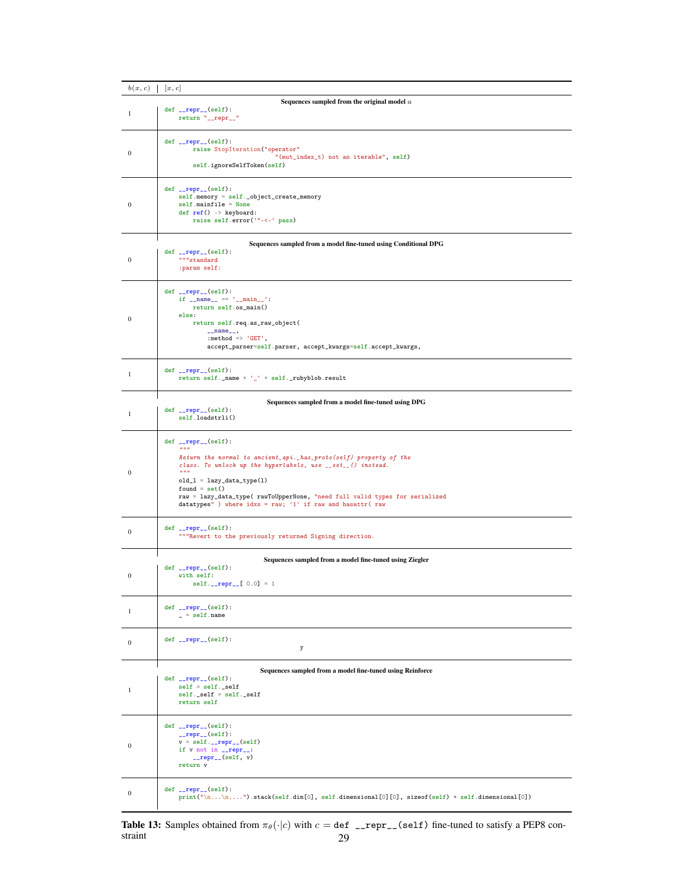| $b(x, c)$ | $[x, c]$ |
|---|---|
| | **Sequences sampled from the original model $a$** |
| 1 | <pre>def \_\_repr\_\_(self):<br>    return "\_\_repr\_\_"</pre> |
| 0 | <pre>def \_\_repr\_\_(self):<br>        raise StopIteration("operator"<br>                                  "(mut_index_t) not an iterable", self)<br>        self.ignoreSelfToken(self)</pre> |
| 0 | <pre>def \_\_repr\_\_(self):<br>    self.memory = self._object_create_memory<br>    self.mainfile = None<br>    def ref() -> keyboard:<br>        raise self.error('"-<-' pass)</pre> |
| | **Sequences sampled from a model fine-tuned using Conditional DPG** |
| 0 | <pre>def \_\_repr\_\_(self):<br>    """standard<br>    :param self:</pre> |
| 0 | <pre>def \_\_repr\_\_(self):<br>    if \_\_name\_\_ == '\_\_main\_\_':<br>        return self.os_main()<br>    else:<br>        return self.req.as_raw_object(<br>            \_\_name\_\_,<br>            :method => 'GET',<br>            accept_parser=self.parser, accept_kwargs=self.accept_kwargs,</pre> |
| 1 | <pre>def \_\_repr\_\_(self):<br>    return self._name + '_' + self._rubyblob.result</pre> |
| | **Sequences sampled from a model fine-tuned using DPG** |
| 1 | <pre>def \_\_repr\_\_(self):<br>    self.loadstrli()</pre> |
| 0 | <pre>def \_\_repr\_\_(self):<br>    """<br>    Return the normal to ancient_api._has_proto(self) property of the<br>    class. To unlock up the hyperlabels, use \_\_set\_\_() instead.<br>    """<br>    old_l = lazy_data_type(l)<br>    found = set()<br>    raw = lazy_data_type( rawToUpperNone, "need full valid types for serialized<br>    datatypes" ) where idxs = raw; '1' if raw and hasattr( raw</pre> |
| 0 | <pre>def \_\_repr\_\_(self):<br>    """Revert to the previously returned Signing direction.</pre> |
| | **Sequences sampled from a model fine-tuned using Ziegler** |
| 0 | <pre>def \_\_repr\_\_(self):<br>    with self:<br>        self.\_\_repr\_\_[ 0.0] = 1</pre> |
| 1 | <pre>def \_\_repr\_\_(self):<br>    _ = self.name</pre> |
| 0 | <pre>def \_\_repr\_\_(self):<br>                                                    y</pre> |
| | **Sequences sampled from a model fine-tuned using Reinforce** |
| 1 | <pre>def \_\_repr\_\_(self):<br>    self = self._self<br>    self._self = self._self<br>    return self</pre> |
| 0 | <pre>def \_\_repr\_\_(self):<br>    \_\_repr\_\_(self):<br>    v = self.\_\_repr\_\_(self)<br>    if v not in \_\_repr\_\_:<br>        \_\_repr\_\_(self, v)<br>    return v</pre> |
| 0 | <pre>def \_\_repr\_\_(self):<br>    print("\n...\n....").stack(self.dim[0], self.dimensional[0][0], sizeof(self) * self.dimensional[0])</pre> |

**Table 13:** Samples obtained from $\pi_\theta(\cdot|c)$ with $c =$ `def __repr__(self)` fine-tuned to satisfy a PEP8 constraint